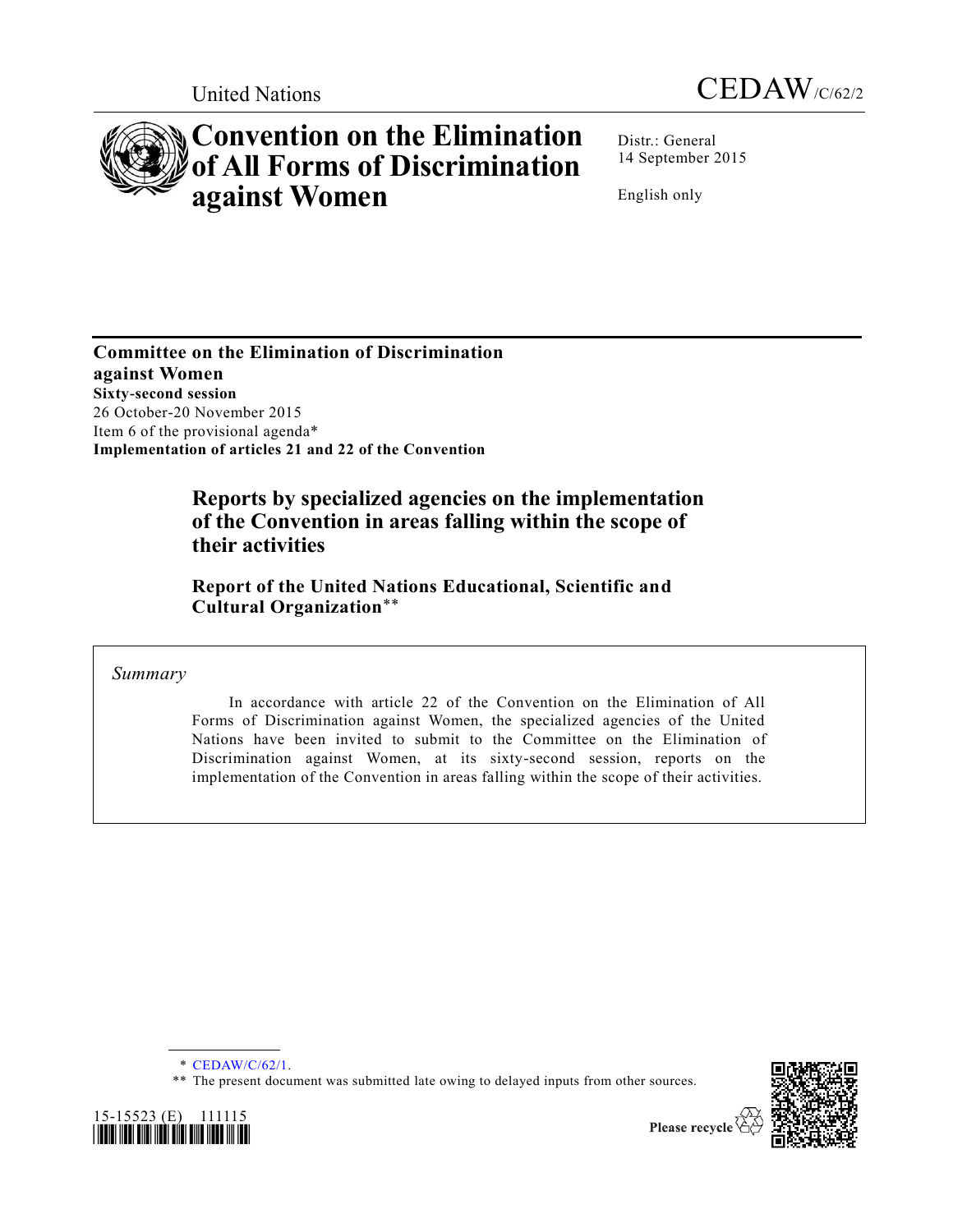United Nations

CEDAW/C/62/2

# Convention on the Elimination of All Forms of Discrimination against Women

Distr.: General
14 September 2015

English only

**Committee on the Elimination of Discrimination against Women**
**Sixty-second session**
26 October-20 November 2015
Item 6 of the provisional agenda*
**Implementation of articles 21 and 22 of the Convention**

## Reports by specialized agencies on the implementation of the Convention in areas falling within the scope of their activities

### Report of the United Nations Educational, Scientific and Cultural Organization**

*Summary*

In accordance with article 22 of the Convention on the Elimination of All Forms of Discrimination against Women, the specialized agencies of the United Nations have been invited to submit to the Committee on the Elimination of Discrimination against Women, at its sixty-second session, reports on the implementation of the Convention in areas falling within the scope of their activities.

\* CEDAW/C/62/1.

\*\* The present document was submitted late owing to delayed inputs from other sources.

15-15523 (E) 111115

Please recycle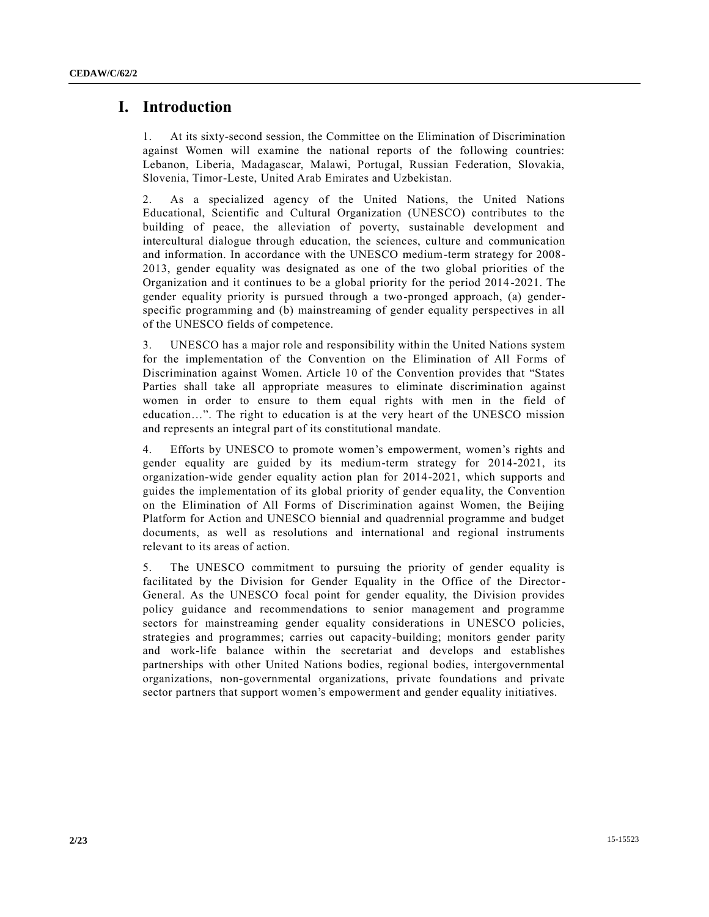# I. Introduction

1. At its sixty-second session, the Committee on the Elimination of Discrimination against Women will examine the national reports of the following countries: Lebanon, Liberia, Madagascar, Malawi, Portugal, Russian Federation, Slovakia, Slovenia, Timor-Leste, United Arab Emirates and Uzbekistan.

2. As a specialized agency of the United Nations, the United Nations Educational, Scientific and Cultural Organization (UNESCO) contributes to the building of peace, the alleviation of poverty, sustainable development and intercultural dialogue through education, the sciences, culture and communication and information. In accordance with the UNESCO medium-term strategy for 2008-2013, gender equality was designated as one of the two global priorities of the Organization and it continues to be a global priority for the period 2014-2021. The gender equality priority is pursued through a two-pronged approach, (a) gender-specific programming and (b) mainstreaming of gender equality perspectives in all of the UNESCO fields of competence.

3. UNESCO has a major role and responsibility within the United Nations system for the implementation of the Convention on the Elimination of All Forms of Discrimination against Women. Article 10 of the Convention provides that "States Parties shall take all appropriate measures to eliminate discrimination against women in order to ensure to them equal rights with men in the field of education…". The right to education is at the very heart of the UNESCO mission and represents an integral part of its constitutional mandate.

4. Efforts by UNESCO to promote women's empowerment, women's rights and gender equality are guided by its medium-term strategy for 2014-2021, its organization-wide gender equality action plan for 2014-2021, which supports and guides the implementation of its global priority of gender equality, the Convention on the Elimination of All Forms of Discrimination against Women, the Beijing Platform for Action and UNESCO biennial and quadrennial programme and budget documents, as well as resolutions and international and regional instruments relevant to its areas of action.

5. The UNESCO commitment to pursuing the priority of gender equality is facilitated by the Division for Gender Equality in the Office of the Director-General. As the UNESCO focal point for gender equality, the Division provides policy guidance and recommendations to senior management and programme sectors for mainstreaming gender equality considerations in UNESCO policies, strategies and programmes; carries out capacity-building; monitors gender parity and work-life balance within the secretariat and develops and establishes partnerships with other United Nations bodies, regional bodies, intergovernmental organizations, non-governmental organizations, private foundations and private sector partners that support women's empowerment and gender equality initiatives.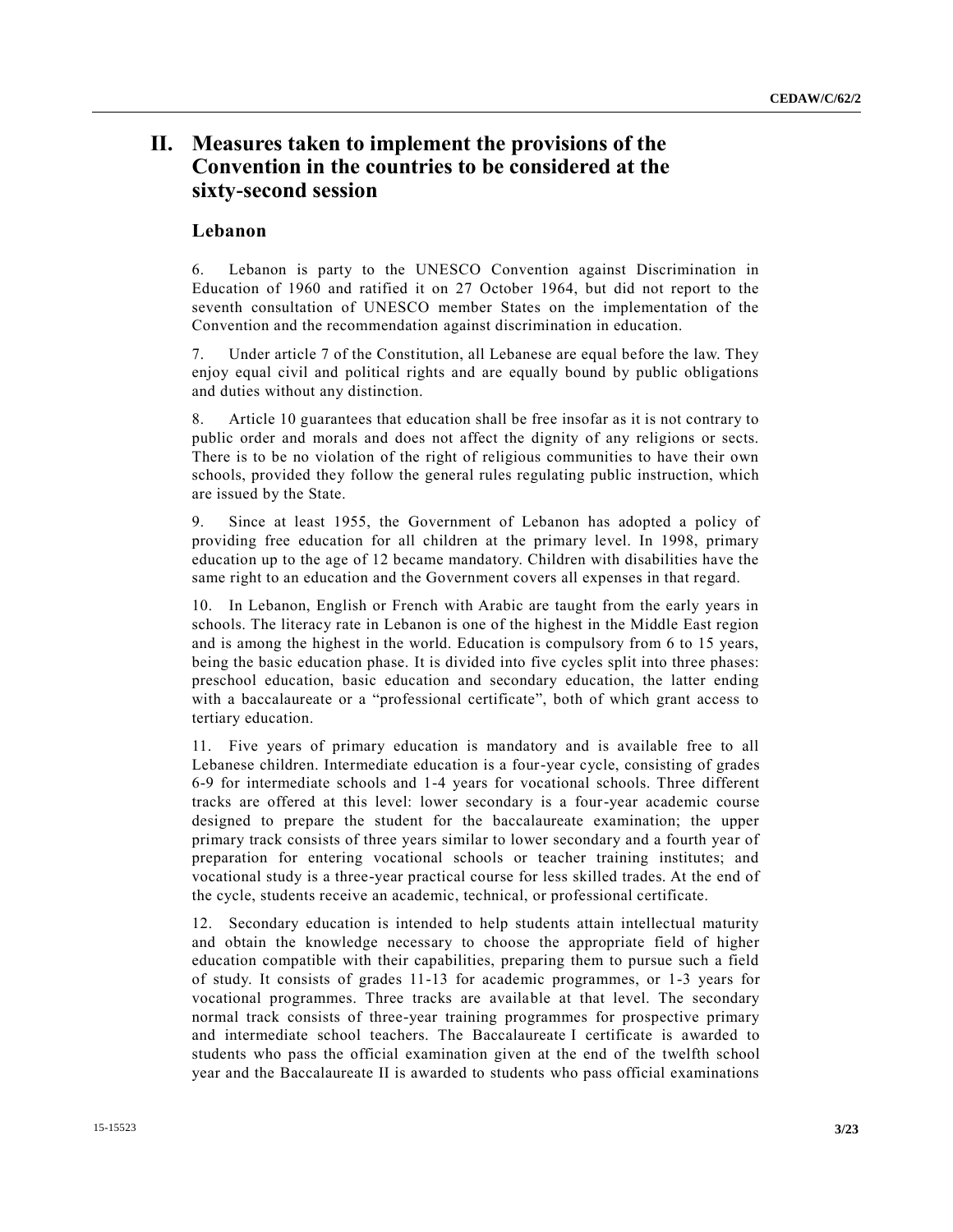# II. Measures taken to implement the provisions of the Convention in the countries to be considered at the sixty-second session

## Lebanon

6. Lebanon is party to the UNESCO Convention against Discrimination in Education of 1960 and ratified it on 27 October 1964, but did not report to the seventh consultation of UNESCO member States on the implementation of the Convention and the recommendation against discrimination in education.

7. Under article 7 of the Constitution, all Lebanese are equal before the law. They enjoy equal civil and political rights and are equally bound by public obligations and duties without any distinction.

8. Article 10 guarantees that education shall be free insofar as it is not contrary to public order and morals and does not affect the dignity of any religions or sects. There is to be no violation of the right of religious communities to have their own schools, provided they follow the general rules regulating public instruction, which are issued by the State.

9. Since at least 1955, the Government of Lebanon has adopted a policy of providing free education for all children at the primary level. In 1998, primary education up to the age of 12 became mandatory. Children with disabilities have the same right to an education and the Government covers all expenses in that regard.

10. In Lebanon, English or French with Arabic are taught from the early years in schools. The literacy rate in Lebanon is one of the highest in the Middle East region and is among the highest in the world. Education is compulsory from 6 to 15 years, being the basic education phase. It is divided into five cycles split into three phases: preschool education, basic education and secondary education, the latter ending with a baccalaureate or a "professional certificate", both of which grant access to tertiary education.

11. Five years of primary education is mandatory and is available free to all Lebanese children. Intermediate education is a four-year cycle, consisting of grades 6-9 for intermediate schools and 1-4 years for vocational schools. Three different tracks are offered at this level: lower secondary is a four-year academic course designed to prepare the student for the baccalaureate examination; the upper primary track consists of three years similar to lower secondary and a fourth year of preparation for entering vocational schools or teacher training institutes; and vocational study is a three-year practical course for less skilled trades. At the end of the cycle, students receive an academic, technical, or professional certificate.

12. Secondary education is intended to help students attain intellectual maturity and obtain the knowledge necessary to choose the appropriate field of higher education compatible with their capabilities, preparing them to pursue such a field of study. It consists of grades 11-13 for academic programmes, or 1-3 years for vocational programmes. Three tracks are available at that level. The secondary normal track consists of three-year training programmes for prospective primary and intermediate school teachers. The Baccalaureate I certificate is awarded to students who pass the official examination given at the end of the twelfth school year and the Baccalaureate II is awarded to students who pass official examinations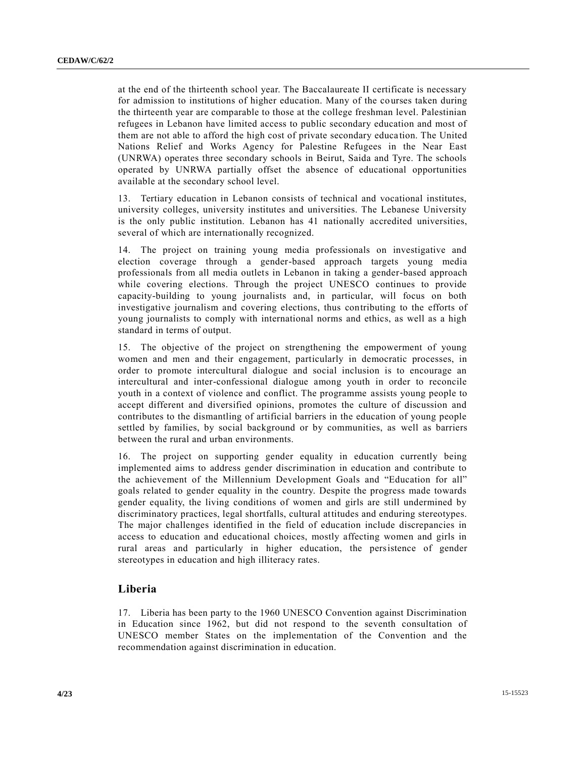at the end of the thirteenth school year. The Baccalaureate II certificate is necessary for admission to institutions of higher education. Many of the courses taken during the thirteenth year are comparable to those at the college freshman level. Palestinian refugees in Lebanon have limited access to public secondary education and most of them are not able to afford the high cost of private secondary education. The United Nations Relief and Works Agency for Palestine Refugees in the Near East (UNRWA) operates three secondary schools in Beirut, Saida and Tyre. The schools operated by UNRWA partially offset the absence of educational opportunities available at the secondary school level.

13. Tertiary education in Lebanon consists of technical and vocational institutes, university colleges, university institutes and universities. The Lebanese University is the only public institution. Lebanon has 41 nationally accredited universities, several of which are internationally recognized.

14. The project on training young media professionals on investigative and election coverage through a gender-based approach targets young media professionals from all media outlets in Lebanon in taking a gender-based approach while covering elections. Through the project UNESCO continues to provide capacity-building to young journalists and, in particular, will focus on both investigative journalism and covering elections, thus contributing to the efforts of young journalists to comply with international norms and ethics, as well as a high standard in terms of output.

15. The objective of the project on strengthening the empowerment of young women and men and their engagement, particularly in democratic processes, in order to promote intercultural dialogue and social inclusion is to encourage an intercultural and inter-confessional dialogue among youth in order to reconcile youth in a context of violence and conflict. The programme assists young people to accept different and diversified opinions, promotes the culture of discussion and contributes to the dismantling of artificial barriers in the education of young people settled by families, by social background or by communities, as well as barriers between the rural and urban environments.

16. The project on supporting gender equality in education currently being implemented aims to address gender discrimination in education and contribute to the achievement of the Millennium Development Goals and "Education for all" goals related to gender equality in the country. Despite the progress made towards gender equality, the living conditions of women and girls are still undermined by discriminatory practices, legal shortfalls, cultural attitudes and enduring stereotypes. The major challenges identified in the field of education include discrepancies in access to education and educational choices, mostly affecting women and girls in rural areas and particularly in higher education, the persistence of gender stereotypes in education and high illiteracy rates.

## Liberia

17. Liberia has been party to the 1960 UNESCO Convention against Discrimination in Education since 1962, but did not respond to the seventh consultation of UNESCO member States on the implementation of the Convention and the recommendation against discrimination in education.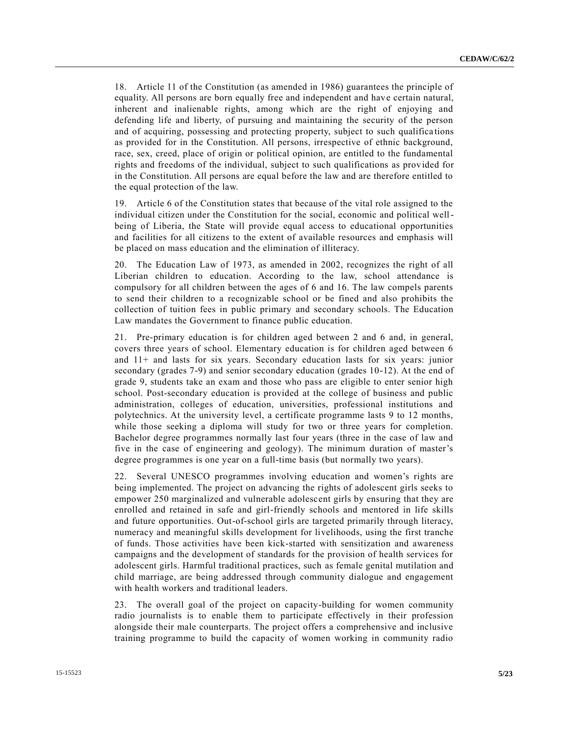18. Article 11 of the Constitution (as amended in 1986) guarantees the principle of equality. All persons are born equally free and independent and have certain natural, inherent and inalienable rights, among which are the right of enjoying and defending life and liberty, of pursuing and maintaining the security of the person and of acquiring, possessing and protecting property, subject to such qualifications as provided for in the Constitution. All persons, irrespective of ethnic background, race, sex, creed, place of origin or political opinion, are entitled to the fundamental rights and freedoms of the individual, subject to such qualifications as provided for in the Constitution. All persons are equal before the law and are therefore entitled to the equal protection of the law.

19. Article 6 of the Constitution states that because of the vital role assigned to the individual citizen under the Constitution for the social, economic and political well-being of Liberia, the State will provide equal access to educational opportunities and facilities for all citizens to the extent of available resources and emphasis will be placed on mass education and the elimination of illiteracy.

20. The Education Law of 1973, as amended in 2002, recognizes the right of all Liberian children to education. According to the law, school attendance is compulsory for all children between the ages of 6 and 16. The law compels parents to send their children to a recognizable school or be fined and also prohibits the collection of tuition fees in public primary and secondary schools. The Education Law mandates the Government to finance public education.

21. Pre-primary education is for children aged between 2 and 6 and, in general, covers three years of school. Elementary education is for children aged between 6 and 11+ and lasts for six years. Secondary education lasts for six years: junior secondary (grades 7-9) and senior secondary education (grades 10-12). At the end of grade 9, students take an exam and those who pass are eligible to enter senior high school. Post-secondary education is provided at the college of business and public administration, colleges of education, universities, professional institutions and polytechnics. At the university level, a certificate programme lasts 9 to 12 months, while those seeking a diploma will study for two or three years for completion. Bachelor degree programmes normally last four years (three in the case of law and five in the case of engineering and geology). The minimum duration of master's degree programmes is one year on a full-time basis (but normally two years).

22. Several UNESCO programmes involving education and women's rights are being implemented. The project on advancing the rights of adolescent girls seeks to empower 250 marginalized and vulnerable adolescent girls by ensuring that they are enrolled and retained in safe and girl-friendly schools and mentored in life skills and future opportunities. Out-of-school girls are targeted primarily through literacy, numeracy and meaningful skills development for livelihoods, using the first tranche of funds. Those activities have been kick-started with sensitization and awareness campaigns and the development of standards for the provision of health services for adolescent girls. Harmful traditional practices, such as female genital mutilation and child marriage, are being addressed through community dialogue and engagement with health workers and traditional leaders.

23. The overall goal of the project on capacity-building for women community radio journalists is to enable them to participate effectively in their profession alongside their male counterparts. The project offers a comprehensive and inclusive training programme to build the capacity of women working in community radio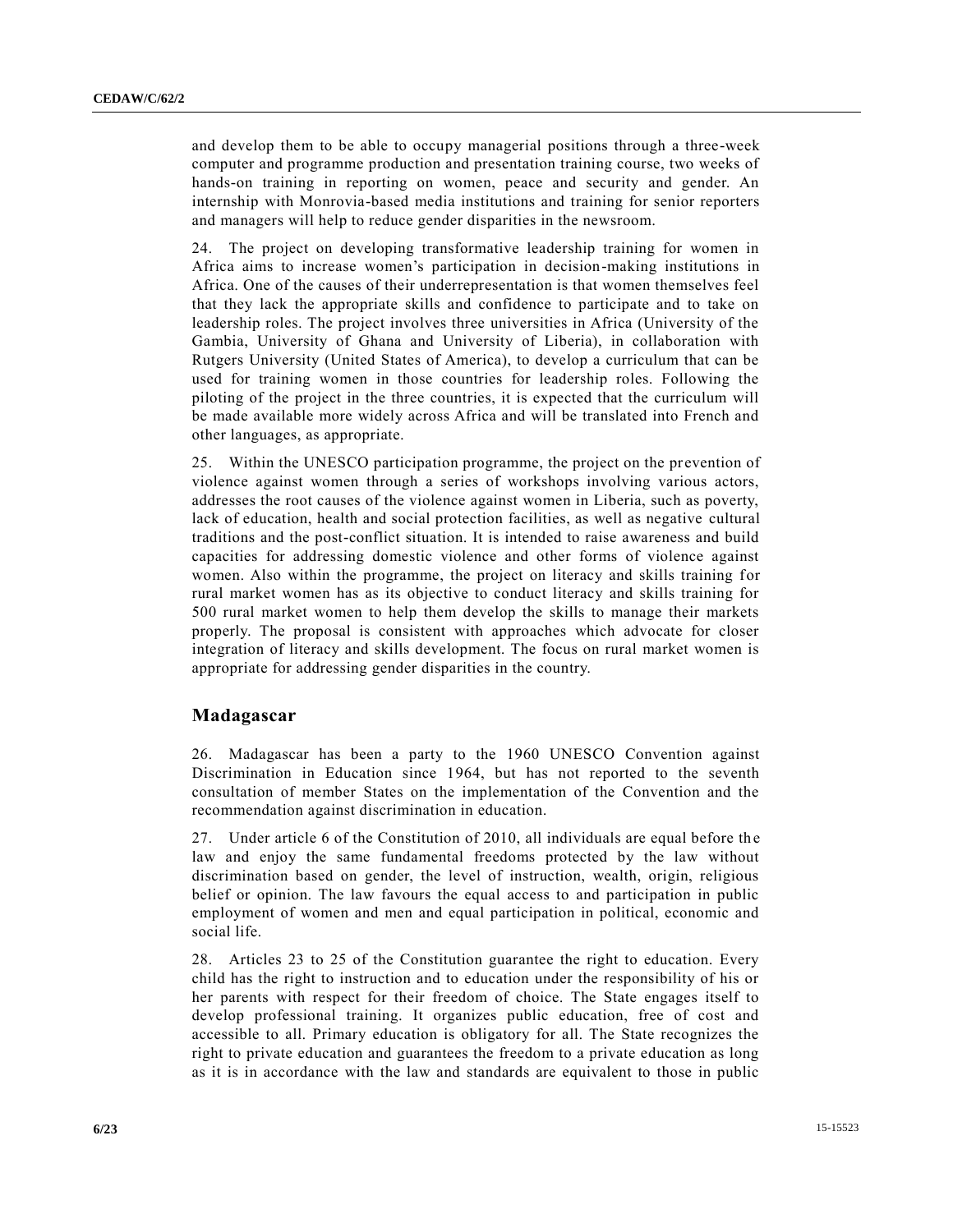and develop them to be able to occupy managerial positions through a three-week computer and programme production and presentation training course, two weeks of hands-on training in reporting on women, peace and security and gender. An internship with Monrovia-based media institutions and training for senior reporters and managers will help to reduce gender disparities in the newsroom.

24. The project on developing transformative leadership training for women in Africa aims to increase women's participation in decision-making institutions in Africa. One of the causes of their underrepresentation is that women themselves feel that they lack the appropriate skills and confidence to participate and to take on leadership roles. The project involves three universities in Africa (University of the Gambia, University of Ghana and University of Liberia), in collaboration with Rutgers University (United States of America), to develop a curriculum that can be used for training women in those countries for leadership roles. Following the piloting of the project in the three countries, it is expected that the curriculum will be made available more widely across Africa and will be translated into French and other languages, as appropriate.

25. Within the UNESCO participation programme, the project on the prevention of violence against women through a series of workshops involving various actors, addresses the root causes of the violence against women in Liberia, such as poverty, lack of education, health and social protection facilities, as well as negative cultural traditions and the post-conflict situation. It is intended to raise awareness and build capacities for addressing domestic violence and other forms of violence against women. Also within the programme, the project on literacy and skills training for rural market women has as its objective to conduct literacy and skills training for 500 rural market women to help them develop the skills to manage their markets properly. The proposal is consistent with approaches which advocate for closer integration of literacy and skills development. The focus on rural market women is appropriate for addressing gender disparities in the country.

## Madagascar

26. Madagascar has been a party to the 1960 UNESCO Convention against Discrimination in Education since 1964, but has not reported to the seventh consultation of member States on the implementation of the Convention and the recommendation against discrimination in education.

27. Under article 6 of the Constitution of 2010, all individuals are equal before the law and enjoy the same fundamental freedoms protected by the law without discrimination based on gender, the level of instruction, wealth, origin, religious belief or opinion. The law favours the equal access to and participation in public employment of women and men and equal participation in political, economic and social life.

28. Articles 23 to 25 of the Constitution guarantee the right to education. Every child has the right to instruction and to education under the responsibility of his or her parents with respect for their freedom of choice. The State engages itself to develop professional training. It organizes public education, free of cost and accessible to all. Primary education is obligatory for all. The State recognizes the right to private education and guarantees the freedom to a private education as long as it is in accordance with the law and standards are equivalent to those in public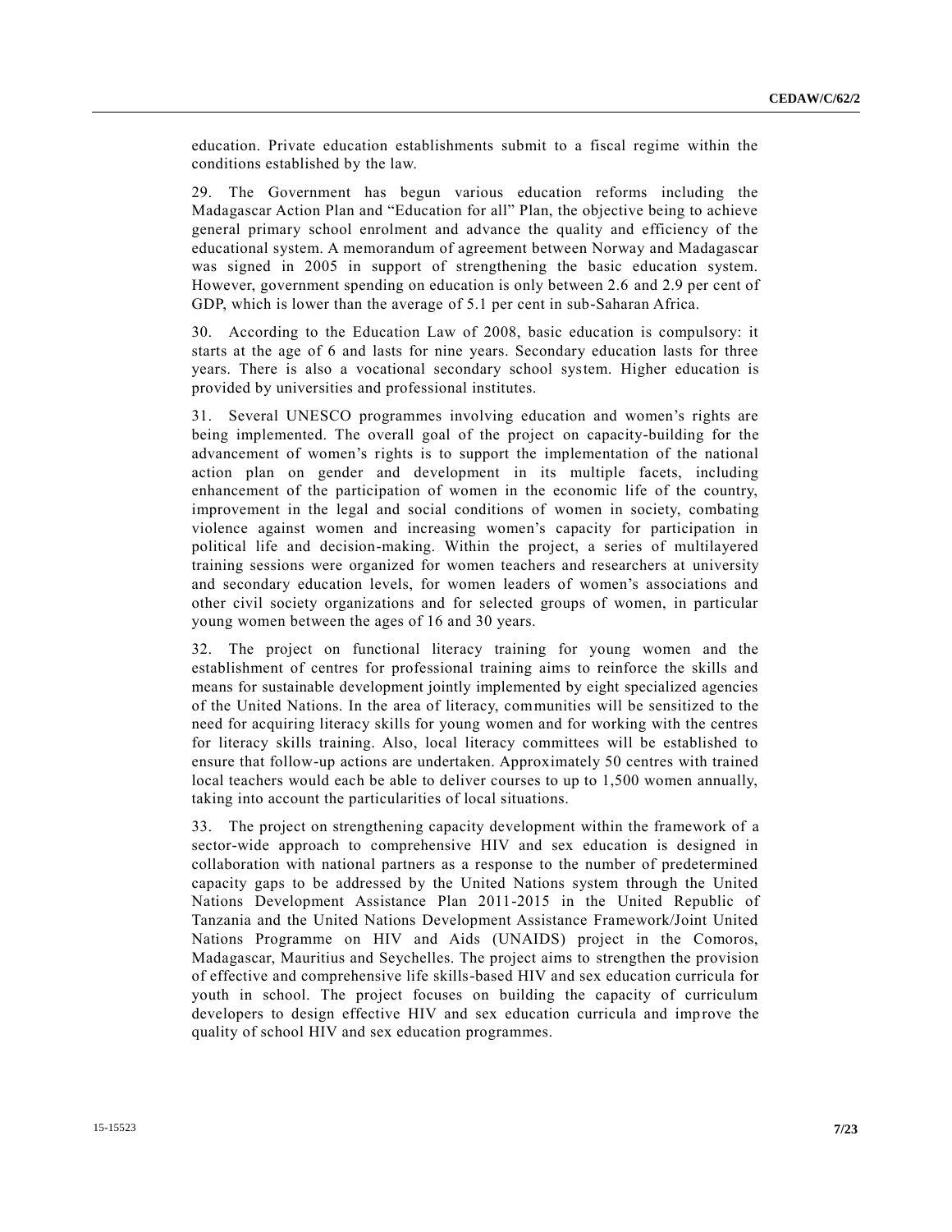education. Private education establishments submit to a fiscal regime within the conditions established by the law.

29. The Government has begun various education reforms including the Madagascar Action Plan and "Education for all" Plan, the objective being to achieve general primary school enrolment and advance the quality and efficiency of the educational system. A memorandum of agreement between Norway and Madagascar was signed in 2005 in support of strengthening the basic education system. However, government spending on education is only between 2.6 and 2.9 per cent of GDP, which is lower than the average of 5.1 per cent in sub-Saharan Africa.

30. According to the Education Law of 2008, basic education is compulsory: it starts at the age of 6 and lasts for nine years. Secondary education lasts for three years. There is also a vocational secondary school system. Higher education is provided by universities and professional institutes.

31. Several UNESCO programmes involving education and women's rights are being implemented. The overall goal of the project on capacity-building for the advancement of women's rights is to support the implementation of the national action plan on gender and development in its multiple facets, including enhancement of the participation of women in the economic life of the country, improvement in the legal and social conditions of women in society, combating violence against women and increasing women's capacity for participation in political life and decision-making. Within the project, a series of multilayered training sessions were organized for women teachers and researchers at university and secondary education levels, for women leaders of women's associations and other civil society organizations and for selected groups of women, in particular young women between the ages of 16 and 30 years.

32. The project on functional literacy training for young women and the establishment of centres for professional training aims to reinforce the skills and means for sustainable development jointly implemented by eight specialized agencies of the United Nations. In the area of literacy, communities will be sensitized to the need for acquiring literacy skills for young women and for working with the centres for literacy skills training. Also, local literacy committees will be established to ensure that follow-up actions are undertaken. Approximately 50 centres with trained local teachers would each be able to deliver courses to up to 1,500 women annually, taking into account the particularities of local situations.

33. The project on strengthening capacity development within the framework of a sector-wide approach to comprehensive HIV and sex education is designed in collaboration with national partners as a response to the number of predetermined capacity gaps to be addressed by the United Nations system through the United Nations Development Assistance Plan 2011-2015 in the United Republic of Tanzania and the United Nations Development Assistance Framework/Joint United Nations Programme on HIV and Aids (UNAIDS) project in the Comoros, Madagascar, Mauritius and Seychelles. The project aims to strengthen the provision of effective and comprehensive life skills-based HIV and sex education curricula for youth in school. The project focuses on building the capacity of curriculum developers to design effective HIV and sex education curricula and improve the quality of school HIV and sex education programmes.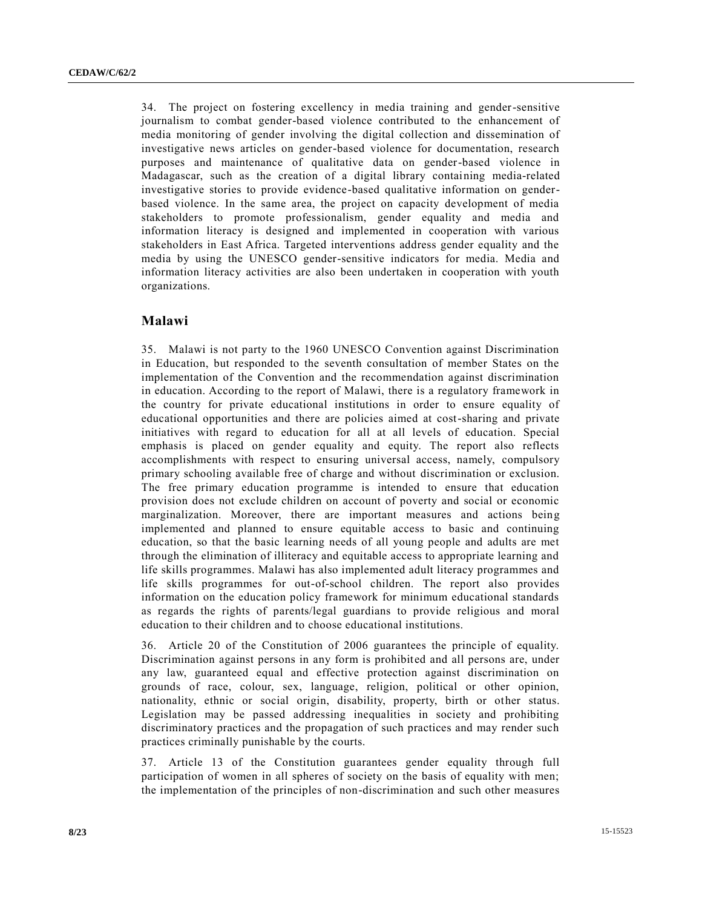34. The project on fostering excellency in media training and gender-sensitive journalism to combat gender-based violence contributed to the enhancement of media monitoring of gender involving the digital collection and dissemination of investigative news articles on gender-based violence for documentation, research purposes and maintenance of qualitative data on gender-based violence in Madagascar, such as the creation of a digital library containing media-related investigative stories to provide evidence-based qualitative information on gender-based violence. In the same area, the project on capacity development of media stakeholders to promote professionalism, gender equality and media and information literacy is designed and implemented in cooperation with various stakeholders in East Africa. Targeted interventions address gender equality and the media by using the UNESCO gender-sensitive indicators for media. Media and information literacy activities are also been undertaken in cooperation with youth organizations.

## Malawi

35. Malawi is not party to the 1960 UNESCO Convention against Discrimination in Education, but responded to the seventh consultation of member States on the implementation of the Convention and the recommendation against discrimination in education. According to the report of Malawi, there is a regulatory framework in the country for private educational institutions in order to ensure equality of educational opportunities and there are policies aimed at cost-sharing and private initiatives with regard to education for all at all levels of education. Special emphasis is placed on gender equality and equity. The report also reflects accomplishments with respect to ensuring universal access, namely, compulsory primary schooling available free of charge and without discrimination or exclusion. The free primary education programme is intended to ensure that education provision does not exclude children on account of poverty and social or economic marginalization. Moreover, there are important measures and actions being implemented and planned to ensure equitable access to basic and continuing education, so that the basic learning needs of all young people and adults are met through the elimination of illiteracy and equitable access to appropriate learning and life skills programmes. Malawi has also implemented adult literacy programmes and life skills programmes for out-of-school children. The report also provides information on the education policy framework for minimum educational standards as regards the rights of parents/legal guardians to provide religious and moral education to their children and to choose educational institutions.

36. Article 20 of the Constitution of 2006 guarantees the principle of equality. Discrimination against persons in any form is prohibited and all persons are, under any law, guaranteed equal and effective protection against discrimination on grounds of race, colour, sex, language, religion, political or other opinion, nationality, ethnic or social origin, disability, property, birth or other status. Legislation may be passed addressing inequalities in society and prohibiting discriminatory practices and the propagation of such practices and may render such practices criminally punishable by the courts.

37. Article 13 of the Constitution guarantees gender equality through full participation of women in all spheres of society on the basis of equality with men; the implementation of the principles of non-discrimination and such other measures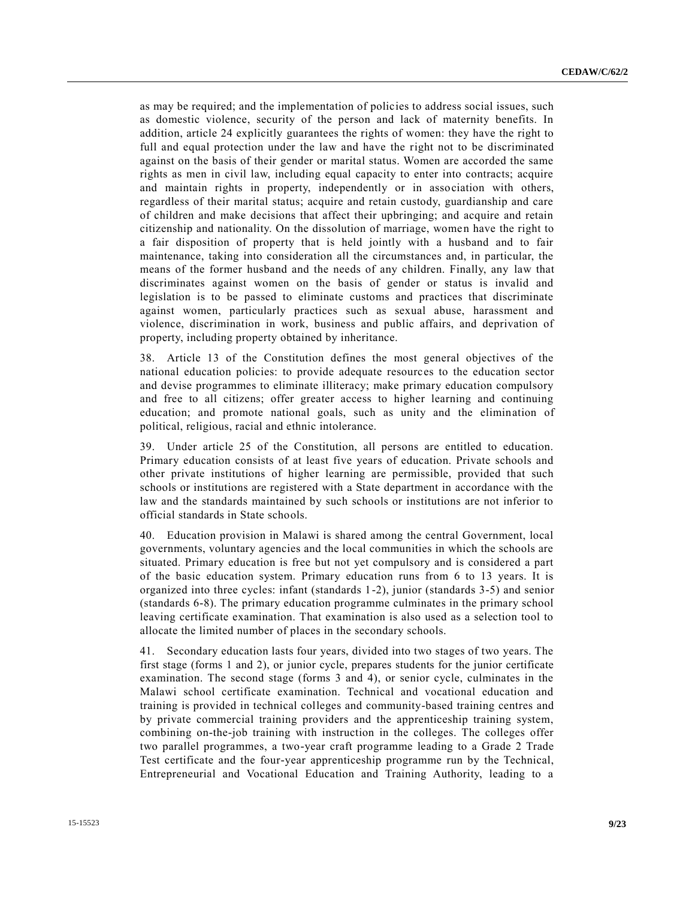as may be required; and the implementation of policies to address social issues, such as domestic violence, security of the person and lack of maternity benefits. In addition, article 24 explicitly guarantees the rights of women: they have the right to full and equal protection under the law and have the right not to be discriminated against on the basis of their gender or marital status. Women are accorded the same rights as men in civil law, including equal capacity to enter into contracts; acquire and maintain rights in property, independently or in association with others, regardless of their marital status; acquire and retain custody, guardianship and care of children and make decisions that affect their upbringing; and acquire and retain citizenship and nationality. On the dissolution of marriage, women have the right to a fair disposition of property that is held jointly with a husband and to fair maintenance, taking into consideration all the circumstances and, in particular, the means of the former husband and the needs of any children. Finally, any law that discriminates against women on the basis of gender or status is invalid and legislation is to be passed to eliminate customs and practices that discriminate against women, particularly practices such as sexual abuse, harassment and violence, discrimination in work, business and public affairs, and deprivation of property, including property obtained by inheritance.

38. Article 13 of the Constitution defines the most general objectives of the national education policies: to provide adequate resources to the education sector and devise programmes to eliminate illiteracy; make primary education compulsory and free to all citizens; offer greater access to higher learning and continuing education; and promote national goals, such as unity and the elimination of political, religious, racial and ethnic intolerance.

39. Under article 25 of the Constitution, all persons are entitled to education. Primary education consists of at least five years of education. Private schools and other private institutions of higher learning are permissible, provided that such schools or institutions are registered with a State department in accordance with the law and the standards maintained by such schools or institutions are not inferior to official standards in State schools.

40. Education provision in Malawi is shared among the central Government, local governments, voluntary agencies and the local communities in which the schools are situated. Primary education is free but not yet compulsory and is considered a part of the basic education system. Primary education runs from 6 to 13 years. It is organized into three cycles: infant (standards 1-2), junior (standards 3-5) and senior (standards 6-8). The primary education programme culminates in the primary school leaving certificate examination. That examination is also used as a selection tool to allocate the limited number of places in the secondary schools.

41. Secondary education lasts four years, divided into two stages of two years. The first stage (forms 1 and 2), or junior cycle, prepares students for the junior certificate examination. The second stage (forms 3 and 4), or senior cycle, culminates in the Malawi school certificate examination. Technical and vocational education and training is provided in technical colleges and community-based training centres and by private commercial training providers and the apprenticeship training system, combining on-the-job training with instruction in the colleges. The colleges offer two parallel programmes, a two-year craft programme leading to a Grade 2 Trade Test certificate and the four-year apprenticeship programme run by the Technical, Entrepreneurial and Vocational Education and Training Authority, leading to a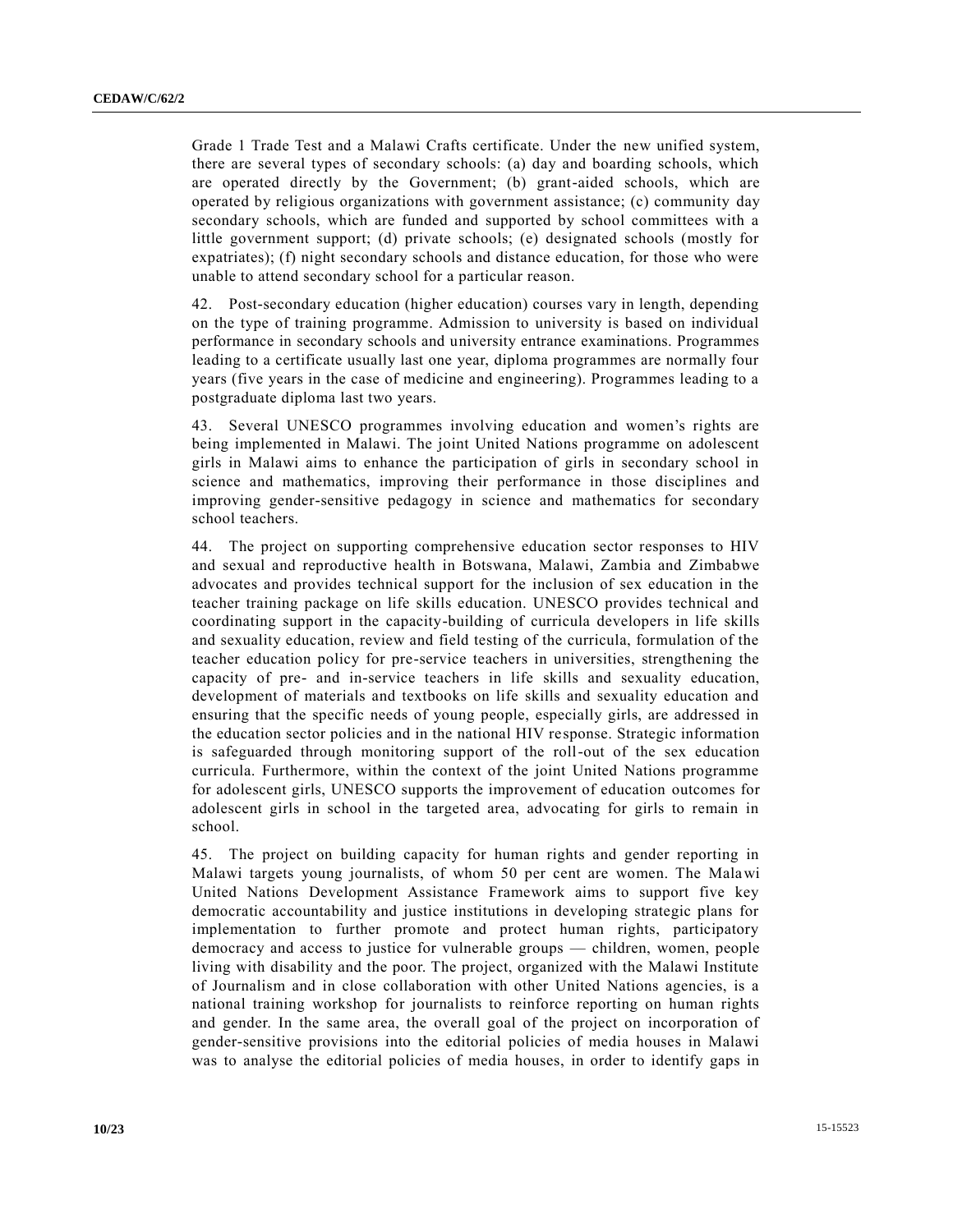Grade 1 Trade Test and a Malawi Crafts certificate. Under the new unified system, there are several types of secondary schools: (a) day and boarding schools, which are operated directly by the Government; (b) grant-aided schools, which are operated by religious organizations with government assistance; (c) community day secondary schools, which are funded and supported by school committees with a little government support; (d) private schools; (e) designated schools (mostly for expatriates); (f) night secondary schools and distance education, for those who were unable to attend secondary school for a particular reason.

42. Post-secondary education (higher education) courses vary in length, depending on the type of training programme. Admission to university is based on individual performance in secondary schools and university entrance examinations. Programmes leading to a certificate usually last one year, diploma programmes are normally four years (five years in the case of medicine and engineering). Programmes leading to a postgraduate diploma last two years.

43. Several UNESCO programmes involving education and women's rights are being implemented in Malawi. The joint United Nations programme on adolescent girls in Malawi aims to enhance the participation of girls in secondary school in science and mathematics, improving their performance in those disciplines and improving gender-sensitive pedagogy in science and mathematics for secondary school teachers.

44. The project on supporting comprehensive education sector responses to HIV and sexual and reproductive health in Botswana, Malawi, Zambia and Zimbabwe advocates and provides technical support for the inclusion of sex education in the teacher training package on life skills education. UNESCO provides technical and coordinating support in the capacity-building of curricula developers in life skills and sexuality education, review and field testing of the curricula, formulation of the teacher education policy for pre-service teachers in universities, strengthening the capacity of pre- and in-service teachers in life skills and sexuality education, development of materials and textbooks on life skills and sexuality education and ensuring that the specific needs of young people, especially girls, are addressed in the education sector policies and in the national HIV response. Strategic information is safeguarded through monitoring support of the roll-out of the sex education curricula. Furthermore, within the context of the joint United Nations programme for adolescent girls, UNESCO supports the improvement of education outcomes for adolescent girls in school in the targeted area, advocating for girls to remain in school.

45. The project on building capacity for human rights and gender reporting in Malawi targets young journalists, of whom 50 per cent are women. The Malawi United Nations Development Assistance Framework aims to support five key democratic accountability and justice institutions in developing strategic plans for implementation to further promote and protect human rights, participatory democracy and access to justice for vulnerable groups — children, women, people living with disability and the poor. The project, organized with the Malawi Institute of Journalism and in close collaboration with other United Nations agencies, is a national training workshop for journalists to reinforce reporting on human rights and gender. In the same area, the overall goal of the project on incorporation of gender-sensitive provisions into the editorial policies of media houses in Malawi was to analyse the editorial policies of media houses, in order to identify gaps in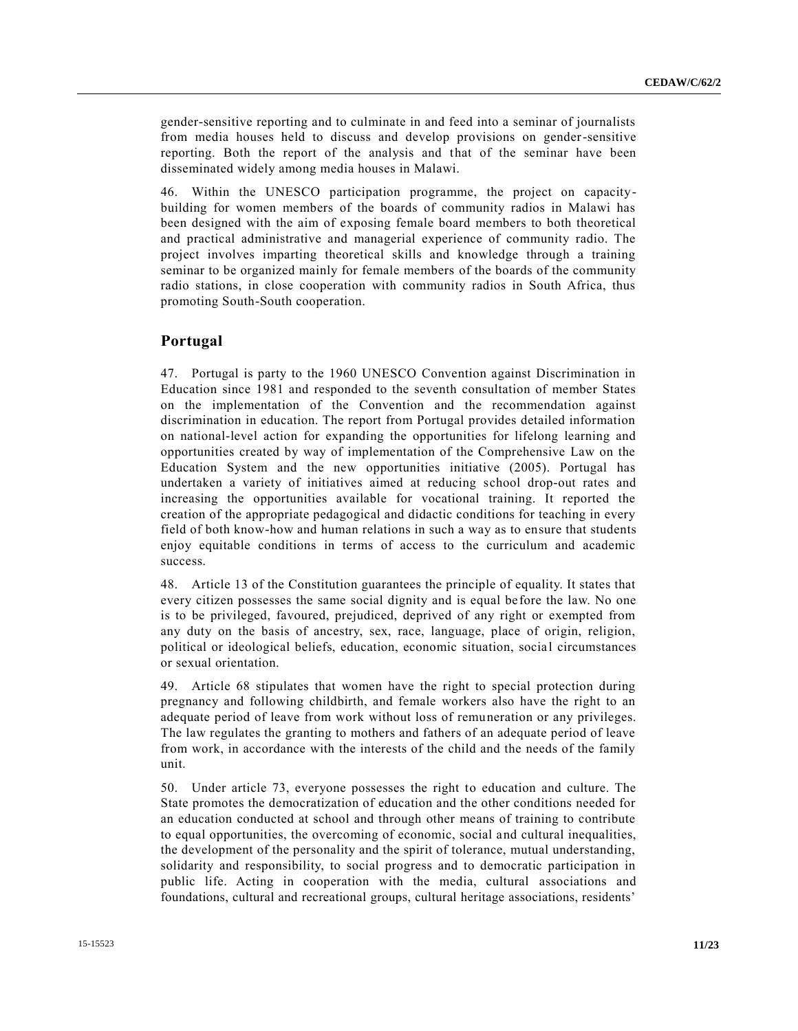gender-sensitive reporting and to culminate in and feed into a seminar of journalists from media houses held to discuss and develop provisions on gender-sensitive reporting. Both the report of the analysis and that of the seminar have been disseminated widely among media houses in Malawi.

46. Within the UNESCO participation programme, the project on capacity-building for women members of the boards of community radios in Malawi has been designed with the aim of exposing female board members to both theoretical and practical administrative and managerial experience of community radio. The project involves imparting theoretical skills and knowledge through a training seminar to be organized mainly for female members of the boards of the community radio stations, in close cooperation with community radios in South Africa, thus promoting South-South cooperation.

## Portugal

47. Portugal is party to the 1960 UNESCO Convention against Discrimination in Education since 1981 and responded to the seventh consultation of member States on the implementation of the Convention and the recommendation against discrimination in education. The report from Portugal provides detailed information on national-level action for expanding the opportunities for lifelong learning and opportunities created by way of implementation of the Comprehensive Law on the Education System and the new opportunities initiative (2005). Portugal has undertaken a variety of initiatives aimed at reducing school drop-out rates and increasing the opportunities available for vocational training. It reported the creation of the appropriate pedagogical and didactic conditions for teaching in every field of both know-how and human relations in such a way as to ensure that students enjoy equitable conditions in terms of access to the curriculum and academic success.

48. Article 13 of the Constitution guarantees the principle of equality. It states that every citizen possesses the same social dignity and is equal before the law. No one is to be privileged, favoured, prejudiced, deprived of any right or exempted from any duty on the basis of ancestry, sex, race, language, place of origin, religion, political or ideological beliefs, education, economic situation, social circumstances or sexual orientation.

49. Article 68 stipulates that women have the right to special protection during pregnancy and following childbirth, and female workers also have the right to an adequate period of leave from work without loss of remuneration or any privileges. The law regulates the granting to mothers and fathers of an adequate period of leave from work, in accordance with the interests of the child and the needs of the family unit.

50. Under article 73, everyone possesses the right to education and culture. The State promotes the democratization of education and the other conditions needed for an education conducted at school and through other means of training to contribute to equal opportunities, the overcoming of economic, social and cultural inequalities, the development of the personality and the spirit of tolerance, mutual understanding, solidarity and responsibility, to social progress and to democratic participation in public life. Acting in cooperation with the media, cultural associations and foundations, cultural and recreational groups, cultural heritage associations, residents'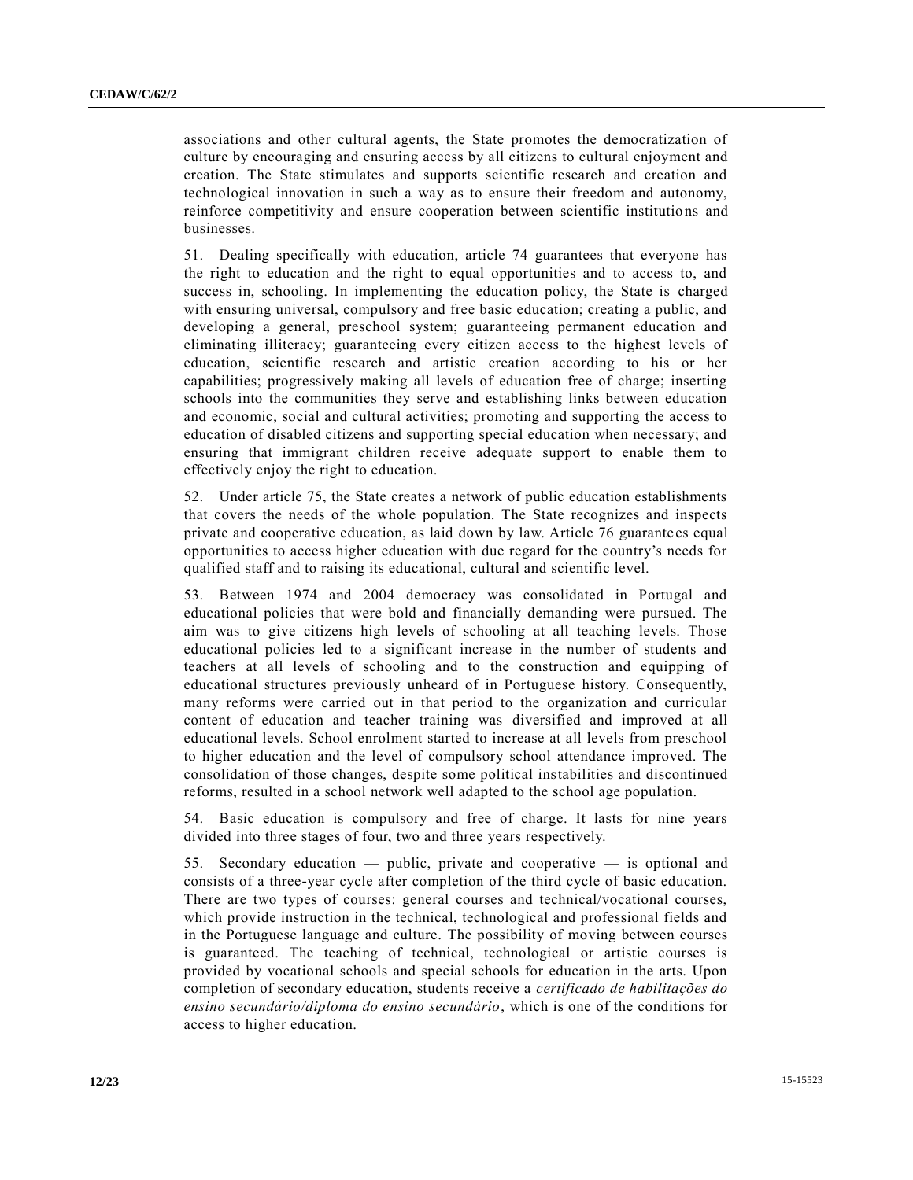associations and other cultural agents, the State promotes the democratization of culture by encouraging and ensuring access by all citizens to cultural enjoyment and creation. The State stimulates and supports scientific research and creation and technological innovation in such a way as to ensure their freedom and autonomy, reinforce competitivity and ensure cooperation between scientific institutions and businesses.

51. Dealing specifically with education, article 74 guarantees that everyone has the right to education and the right to equal opportunities and to access to, and success in, schooling. In implementing the education policy, the State is charged with ensuring universal, compulsory and free basic education; creating a public, and developing a general, preschool system; guaranteeing permanent education and eliminating illiteracy; guaranteeing every citizen access to the highest levels of education, scientific research and artistic creation according to his or her capabilities; progressively making all levels of education free of charge; inserting schools into the communities they serve and establishing links between education and economic, social and cultural activities; promoting and supporting the access to education of disabled citizens and supporting special education when necessary; and ensuring that immigrant children receive adequate support to enable them to effectively enjoy the right to education.

52. Under article 75, the State creates a network of public education establishments that covers the needs of the whole population. The State recognizes and inspects private and cooperative education, as laid down by law. Article 76 guarantees equal opportunities to access higher education with due regard for the country's needs for qualified staff and to raising its educational, cultural and scientific level.

53. Between 1974 and 2004 democracy was consolidated in Portugal and educational policies that were bold and financially demanding were pursued. The aim was to give citizens high levels of schooling at all teaching levels. Those educational policies led to a significant increase in the number of students and teachers at all levels of schooling and to the construction and equipping of educational structures previously unheard of in Portuguese history. Consequently, many reforms were carried out in that period to the organization and curricular content of education and teacher training was diversified and improved at all educational levels. School enrolment started to increase at all levels from preschool to higher education and the level of compulsory school attendance improved. The consolidation of those changes, despite some political instabilities and discontinued reforms, resulted in a school network well adapted to the school age population.

54. Basic education is compulsory and free of charge. It lasts for nine years divided into three stages of four, two and three years respectively.

55. Secondary education — public, private and cooperative — is optional and consists of a three-year cycle after completion of the third cycle of basic education. There are two types of courses: general courses and technical/vocational courses, which provide instruction in the technical, technological and professional fields and in the Portuguese language and culture. The possibility of moving between courses is guaranteed. The teaching of technical, technological or artistic courses is provided by vocational schools and special schools for education in the arts. Upon completion of secondary education, students receive a *certificado de habilitações do ensino secundário/diploma do ensino secundário*, which is one of the conditions for access to higher education.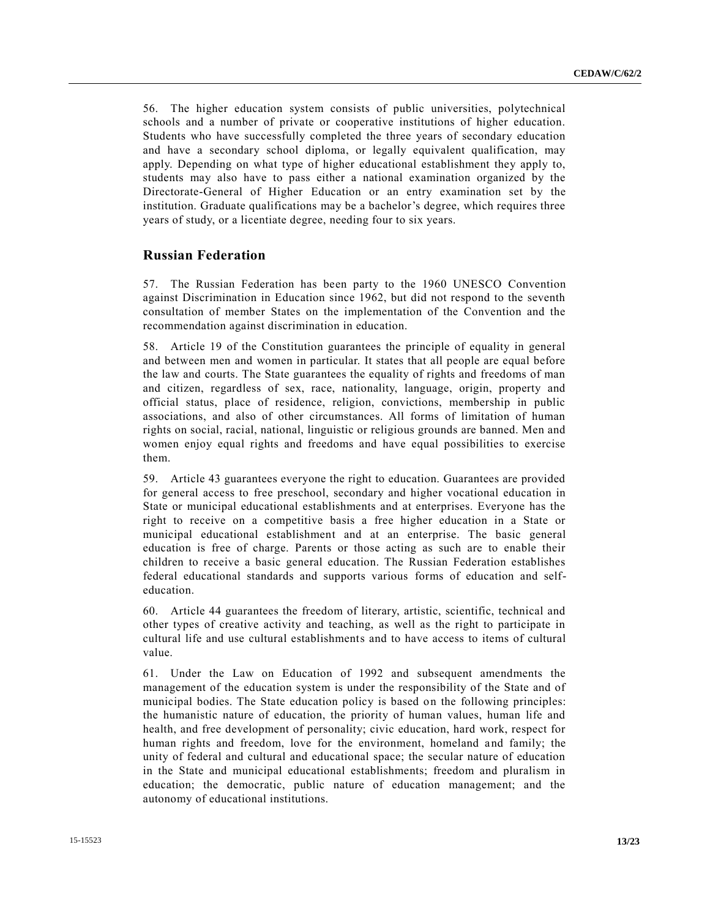56. The higher education system consists of public universities, polytechnical schools and a number of private or cooperative institutions of higher education. Students who have successfully completed the three years of secondary education and have a secondary school diploma, or legally equivalent qualification, may apply. Depending on what type of higher educational establishment they apply to, students may also have to pass either a national examination organized by the Directorate-General of Higher Education or an entry examination set by the institution. Graduate qualifications may be a bachelor's degree, which requires three years of study, or a licentiate degree, needing four to six years.

## Russian Federation

57. The Russian Federation has been party to the 1960 UNESCO Convention against Discrimination in Education since 1962, but did not respond to the seventh consultation of member States on the implementation of the Convention and the recommendation against discrimination in education.

58. Article 19 of the Constitution guarantees the principle of equality in general and between men and women in particular. It states that all people are equal before the law and courts. The State guarantees the equality of rights and freedoms of man and citizen, regardless of sex, race, nationality, language, origin, property and official status, place of residence, religion, convictions, membership in public associations, and also of other circumstances. All forms of limitation of human rights on social, racial, national, linguistic or religious grounds are banned. Men and women enjoy equal rights and freedoms and have equal possibilities to exercise them.

59. Article 43 guarantees everyone the right to education. Guarantees are provided for general access to free preschool, secondary and higher vocational education in State or municipal educational establishments and at enterprises. Everyone has the right to receive on a competitive basis a free higher education in a State or municipal educational establishment and at an enterprise. The basic general education is free of charge. Parents or those acting as such are to enable their children to receive a basic general education. The Russian Federation establishes federal educational standards and supports various forms of education and self-education.

60. Article 44 guarantees the freedom of literary, artistic, scientific, technical and other types of creative activity and teaching, as well as the right to participate in cultural life and use cultural establishments and to have access to items of cultural value.

61. Under the Law on Education of 1992 and subsequent amendments the management of the education system is under the responsibility of the State and of municipal bodies. The State education policy is based on the following principles: the humanistic nature of education, the priority of human values, human life and health, and free development of personality; civic education, hard work, respect for human rights and freedom, love for the environment, homeland and family; the unity of federal and cultural and educational space; the secular nature of education in the State and municipal educational establishments; freedom and pluralism in education; the democratic, public nature of education management; and the autonomy of educational institutions.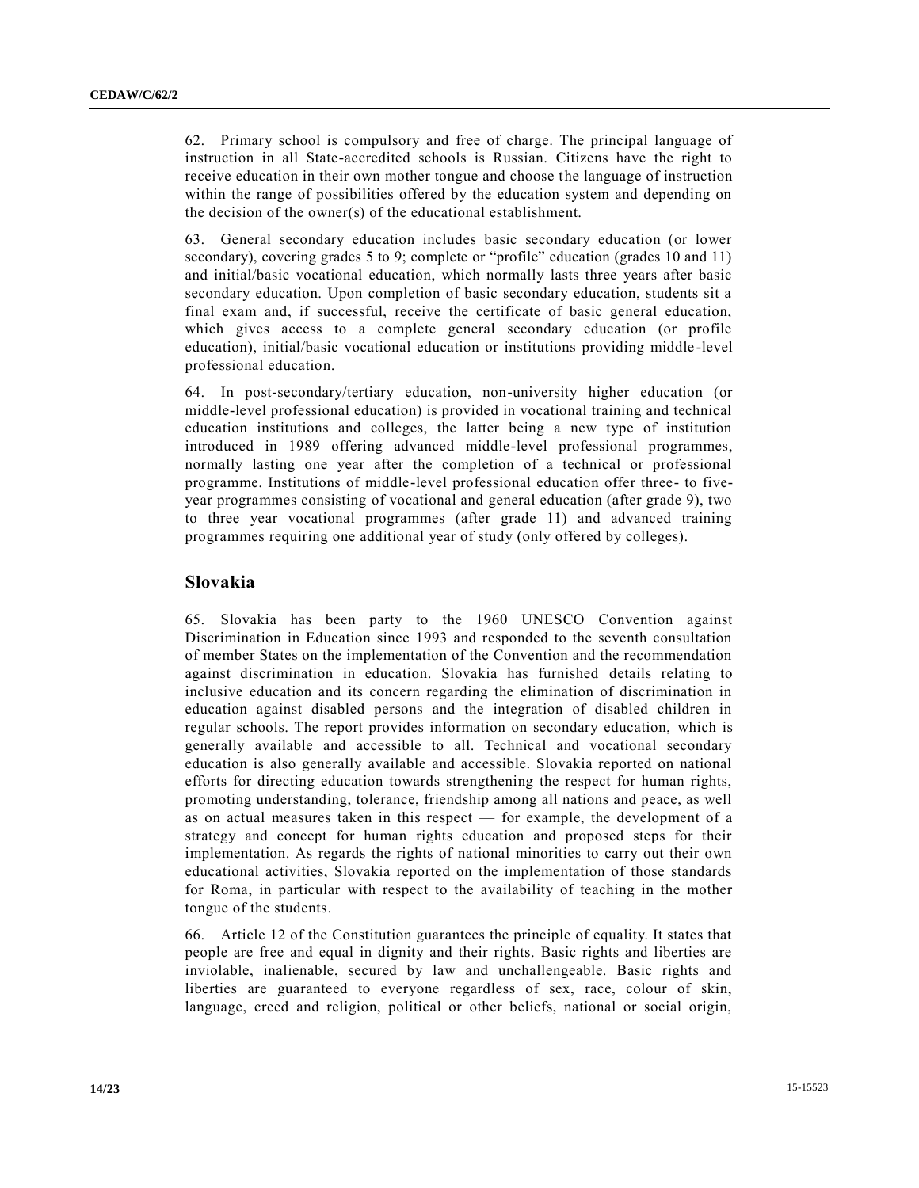62. Primary school is compulsory and free of charge. The principal language of instruction in all State-accredited schools is Russian. Citizens have the right to receive education in their own mother tongue and choose the language of instruction within the range of possibilities offered by the education system and depending on the decision of the owner(s) of the educational establishment.

63. General secondary education includes basic secondary education (or lower secondary), covering grades 5 to 9; complete or "profile" education (grades 10 and 11) and initial/basic vocational education, which normally lasts three years after basic secondary education. Upon completion of basic secondary education, students sit a final exam and, if successful, receive the certificate of basic general education, which gives access to a complete general secondary education (or profile education), initial/basic vocational education or institutions providing middle-level professional education.

64. In post-secondary/tertiary education, non-university higher education (or middle-level professional education) is provided in vocational training and technical education institutions and colleges, the latter being a new type of institution introduced in 1989 offering advanced middle-level professional programmes, normally lasting one year after the completion of a technical or professional programme. Institutions of middle-level professional education offer three- to five-year programmes consisting of vocational and general education (after grade 9), two to three year vocational programmes (after grade 11) and advanced training programmes requiring one additional year of study (only offered by colleges).

## Slovakia

65. Slovakia has been party to the 1960 UNESCO Convention against Discrimination in Education since 1993 and responded to the seventh consultation of member States on the implementation of the Convention and the recommendation against discrimination in education. Slovakia has furnished details relating to inclusive education and its concern regarding the elimination of discrimination in education against disabled persons and the integration of disabled children in regular schools. The report provides information on secondary education, which is generally available and accessible to all. Technical and vocational secondary education is also generally available and accessible. Slovakia reported on national efforts for directing education towards strengthening the respect for human rights, promoting understanding, tolerance, friendship among all nations and peace, as well as on actual measures taken in this respect — for example, the development of a strategy and concept for human rights education and proposed steps for their implementation. As regards the rights of national minorities to carry out their own educational activities, Slovakia reported on the implementation of those standards for Roma, in particular with respect to the availability of teaching in the mother tongue of the students.

66. Article 12 of the Constitution guarantees the principle of equality. It states that people are free and equal in dignity and their rights. Basic rights and liberties are inviolable, inalienable, secured by law and unchallengeable. Basic rights and liberties are guaranteed to everyone regardless of sex, race, colour of skin, language, creed and religion, political or other beliefs, national or social origin,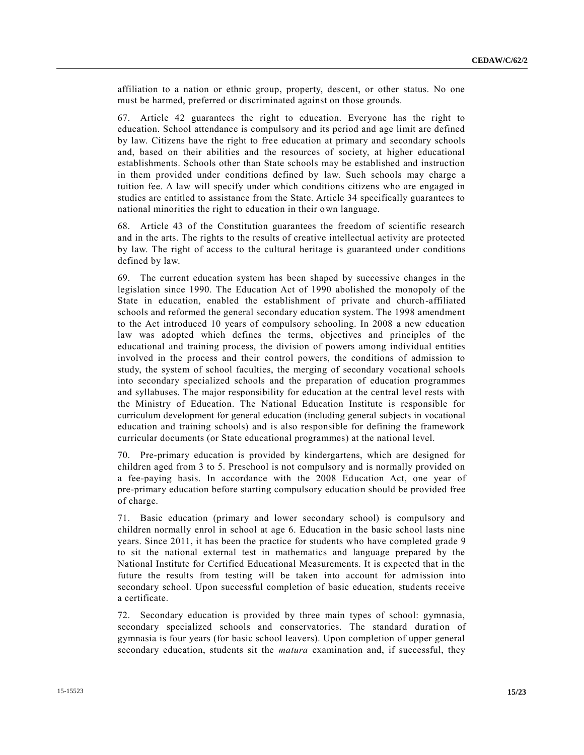affiliation to a nation or ethnic group, property, descent, or other status. No one must be harmed, preferred or discriminated against on those grounds.

67. Article 42 guarantees the right to education. Everyone has the right to education. School attendance is compulsory and its period and age limit are defined by law. Citizens have the right to free education at primary and secondary schools and, based on their abilities and the resources of society, at higher educational establishments. Schools other than State schools may be established and instruction in them provided under conditions defined by law. Such schools may charge a tuition fee. A law will specify under which conditions citizens who are engaged in studies are entitled to assistance from the State. Article 34 specifically guarantees to national minorities the right to education in their own language.

68. Article 43 of the Constitution guarantees the freedom of scientific research and in the arts. The rights to the results of creative intellectual activity are protected by law. The right of access to the cultural heritage is guaranteed under conditions defined by law.

69. The current education system has been shaped by successive changes in the legislation since 1990. The Education Act of 1990 abolished the monopoly of the State in education, enabled the establishment of private and church-affiliated schools and reformed the general secondary education system. The 1998 amendment to the Act introduced 10 years of compulsory schooling. In 2008 a new education law was adopted which defines the terms, objectives and principles of the educational and training process, the division of powers among individual entities involved in the process and their control powers, the conditions of admission to study, the system of school faculties, the merging of secondary vocational schools into secondary specialized schools and the preparation of education programmes and syllabuses. The major responsibility for education at the central level rests with the Ministry of Education. The National Education Institute is responsible for curriculum development for general education (including general subjects in vocational education and training schools) and is also responsible for defining the framework curricular documents (or State educational programmes) at the national level.

70. Pre-primary education is provided by kindergartens, which are designed for children aged from 3 to 5. Preschool is not compulsory and is normally provided on a fee-paying basis. In accordance with the 2008 Education Act, one year of pre-primary education before starting compulsory education should be provided free of charge.

71. Basic education (primary and lower secondary school) is compulsory and children normally enrol in school at age 6. Education in the basic school lasts nine years. Since 2011, it has been the practice for students who have completed grade 9 to sit the national external test in mathematics and language prepared by the National Institute for Certified Educational Measurements. It is expected that in the future the results from testing will be taken into account for admission into secondary school. Upon successful completion of basic education, students receive a certificate.

72. Secondary education is provided by three main types of school: gymnasia, secondary specialized schools and conservatories. The standard duration of gymnasia is four years (for basic school leavers). Upon completion of upper general secondary education, students sit the *matura* examination and, if successful, they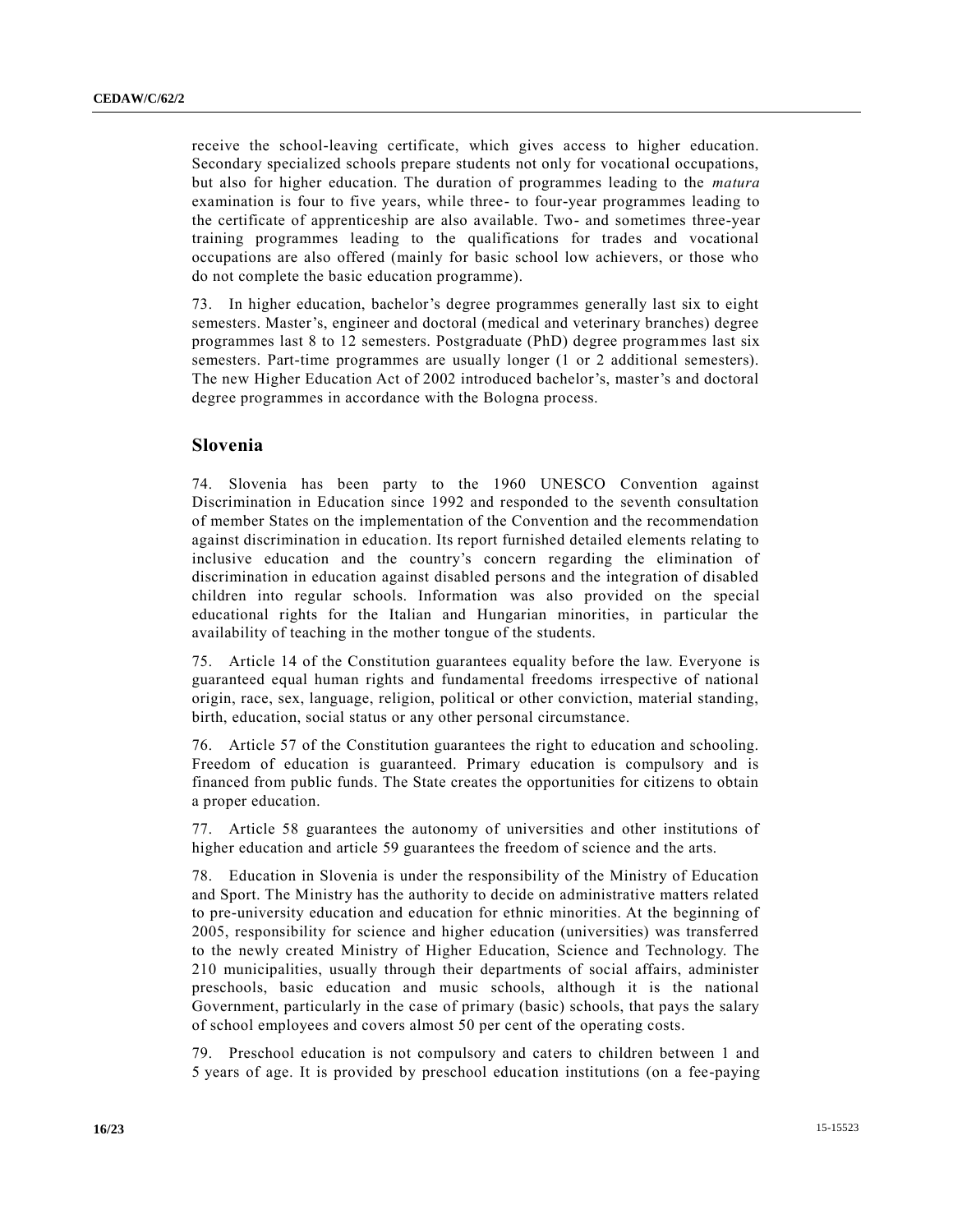receive the school-leaving certificate, which gives access to higher education. Secondary specialized schools prepare students not only for vocational occupations, but also for higher education. The duration of programmes leading to the *matura* examination is four to five years, while three- to four-year programmes leading to the certificate of apprenticeship are also available. Two- and sometimes three-year training programmes leading to the qualifications for trades and vocational occupations are also offered (mainly for basic school low achievers, or those who do not complete the basic education programme).

73. In higher education, bachelor's degree programmes generally last six to eight semesters. Master's, engineer and doctoral (medical and veterinary branches) degree programmes last 8 to 12 semesters. Postgraduate (PhD) degree programmes last six semesters. Part-time programmes are usually longer (1 or 2 additional semesters). The new Higher Education Act of 2002 introduced bachelor's, master's and doctoral degree programmes in accordance with the Bologna process.

## Slovenia

74. Slovenia has been party to the 1960 UNESCO Convention against Discrimination in Education since 1992 and responded to the seventh consultation of member States on the implementation of the Convention and the recommendation against discrimination in education. Its report furnished detailed elements relating to inclusive education and the country's concern regarding the elimination of discrimination in education against disabled persons and the integration of disabled children into regular schools. Information was also provided on the special educational rights for the Italian and Hungarian minorities, in particular the availability of teaching in the mother tongue of the students.

75. Article 14 of the Constitution guarantees equality before the law. Everyone is guaranteed equal human rights and fundamental freedoms irrespective of national origin, race, sex, language, religion, political or other conviction, material standing, birth, education, social status or any other personal circumstance.

76. Article 57 of the Constitution guarantees the right to education and schooling. Freedom of education is guaranteed. Primary education is compulsory and is financed from public funds. The State creates the opportunities for citizens to obtain a proper education.

77. Article 58 guarantees the autonomy of universities and other institutions of higher education and article 59 guarantees the freedom of science and the arts.

78. Education in Slovenia is under the responsibility of the Ministry of Education and Sport. The Ministry has the authority to decide on administrative matters related to pre-university education and education for ethnic minorities. At the beginning of 2005, responsibility for science and higher education (universities) was transferred to the newly created Ministry of Higher Education, Science and Technology. The 210 municipalities, usually through their departments of social affairs, administer preschools, basic education and music schools, although it is the national Government, particularly in the case of primary (basic) schools, that pays the salary of school employees and covers almost 50 per cent of the operating costs.

79. Preschool education is not compulsory and caters to children between 1 and 5 years of age. It is provided by preschool education institutions (on a fee-paying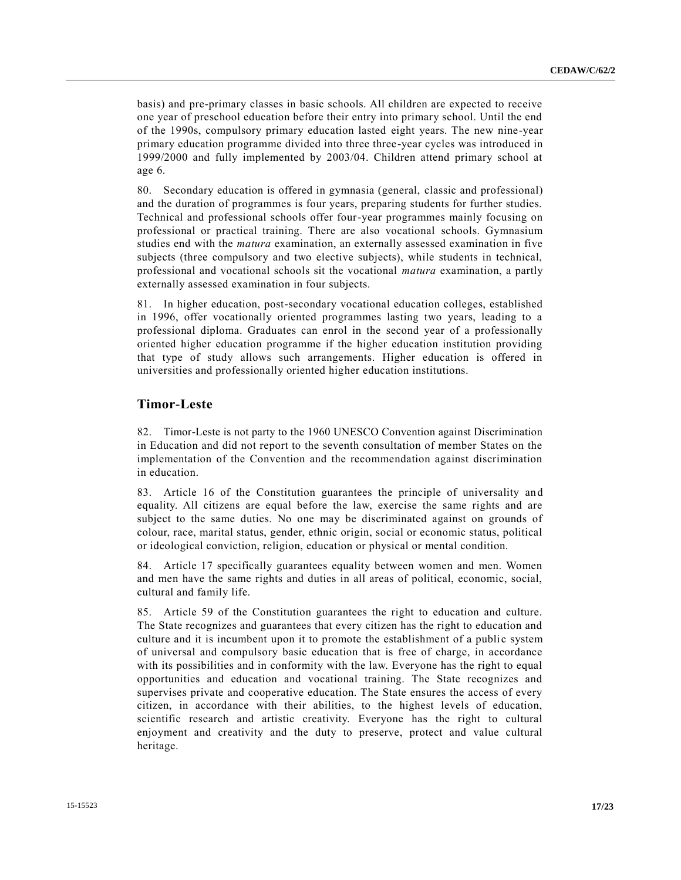basis) and pre-primary classes in basic schools. All children are expected to receive one year of preschool education before their entry into primary school. Until the end of the 1990s, compulsory primary education lasted eight years. The new nine-year primary education programme divided into three three-year cycles was introduced in 1999/2000 and fully implemented by 2003/04. Children attend primary school at age 6.

80. Secondary education is offered in gymnasia (general, classic and professional) and the duration of programmes is four years, preparing students for further studies. Technical and professional schools offer four-year programmes mainly focusing on professional or practical training. There are also vocational schools. Gymnasium studies end with the *matura* examination, an externally assessed examination in five subjects (three compulsory and two elective subjects), while students in technical, professional and vocational schools sit the vocational *matura* examination, a partly externally assessed examination in four subjects.

81. In higher education, post-secondary vocational education colleges, established in 1996, offer vocationally oriented programmes lasting two years, leading to a professional diploma. Graduates can enrol in the second year of a professionally oriented higher education programme if the higher education institution providing that type of study allows such arrangements. Higher education is offered in universities and professionally oriented higher education institutions.

## Timor-Leste

82. Timor-Leste is not party to the 1960 UNESCO Convention against Discrimination in Education and did not report to the seventh consultation of member States on the implementation of the Convention and the recommendation against discrimination in education.

83. Article 16 of the Constitution guarantees the principle of universality and equality. All citizens are equal before the law, exercise the same rights and are subject to the same duties. No one may be discriminated against on grounds of colour, race, marital status, gender, ethnic origin, social or economic status, political or ideological conviction, religion, education or physical or mental condition.

84. Article 17 specifically guarantees equality between women and men. Women and men have the same rights and duties in all areas of political, economic, social, cultural and family life.

85. Article 59 of the Constitution guarantees the right to education and culture. The State recognizes and guarantees that every citizen has the right to education and culture and it is incumbent upon it to promote the establishment of a public system of universal and compulsory basic education that is free of charge, in accordance with its possibilities and in conformity with the law. Everyone has the right to equal opportunities and education and vocational training. The State recognizes and supervises private and cooperative education. The State ensures the access of every citizen, in accordance with their abilities, to the highest levels of education, scientific research and artistic creativity. Everyone has the right to cultural enjoyment and creativity and the duty to preserve, protect and value cultural heritage.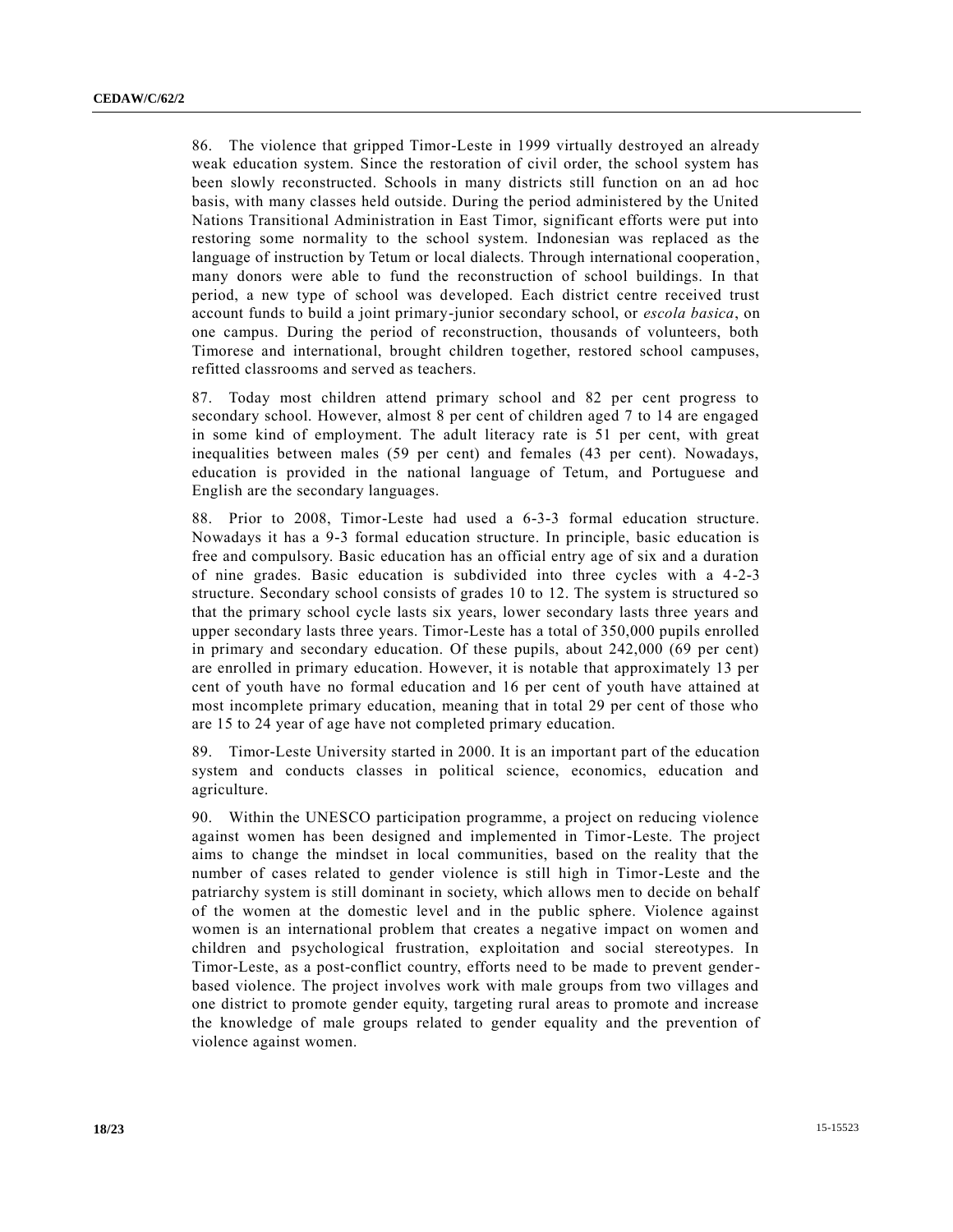86. The violence that gripped Timor-Leste in 1999 virtually destroyed an already weak education system. Since the restoration of civil order, the school system has been slowly reconstructed. Schools in many districts still function on an ad hoc basis, with many classes held outside. During the period administered by the United Nations Transitional Administration in East Timor, significant efforts were put into restoring some normality to the school system. Indonesian was replaced as the language of instruction by Tetum or local dialects. Through international cooperation, many donors were able to fund the reconstruction of school buildings. In that period, a new type of school was developed. Each district centre received trust account funds to build a joint primary-junior secondary school, or *escola basica*, on one campus. During the period of reconstruction, thousands of volunteers, both Timorese and international, brought children together, restored school campuses, refitted classrooms and served as teachers.

87. Today most children attend primary school and 82 per cent progress to secondary school. However, almost 8 per cent of children aged 7 to 14 are engaged in some kind of employment. The adult literacy rate is 51 per cent, with great inequalities between males (59 per cent) and females (43 per cent). Nowadays, education is provided in the national language of Tetum, and Portuguese and English are the secondary languages.

88. Prior to 2008, Timor-Leste had used a 6-3-3 formal education structure. Nowadays it has a 9-3 formal education structure. In principle, basic education is free and compulsory. Basic education has an official entry age of six and a duration of nine grades. Basic education is subdivided into three cycles with a 4-2-3 structure. Secondary school consists of grades 10 to 12. The system is structured so that the primary school cycle lasts six years, lower secondary lasts three years and upper secondary lasts three years. Timor-Leste has a total of 350,000 pupils enrolled in primary and secondary education. Of these pupils, about 242,000 (69 per cent) are enrolled in primary education. However, it is notable that approximately 13 per cent of youth have no formal education and 16 per cent of youth have attained at most incomplete primary education, meaning that in total 29 per cent of those who are 15 to 24 year of age have not completed primary education.

89. Timor-Leste University started in 2000. It is an important part of the education system and conducts classes in political science, economics, education and agriculture.

90. Within the UNESCO participation programme, a project on reducing violence against women has been designed and implemented in Timor-Leste. The project aims to change the mindset in local communities, based on the reality that the number of cases related to gender violence is still high in Timor-Leste and the patriarchy system is still dominant in society, which allows men to decide on behalf of the women at the domestic level and in the public sphere. Violence against women is an international problem that creates a negative impact on women and children and psychological frustration, exploitation and social stereotypes. In Timor-Leste, as a post-conflict country, efforts need to be made to prevent gender-based violence. The project involves work with male groups from two villages and one district to promote gender equity, targeting rural areas to promote and increase the knowledge of male groups related to gender equality and the prevention of violence against women.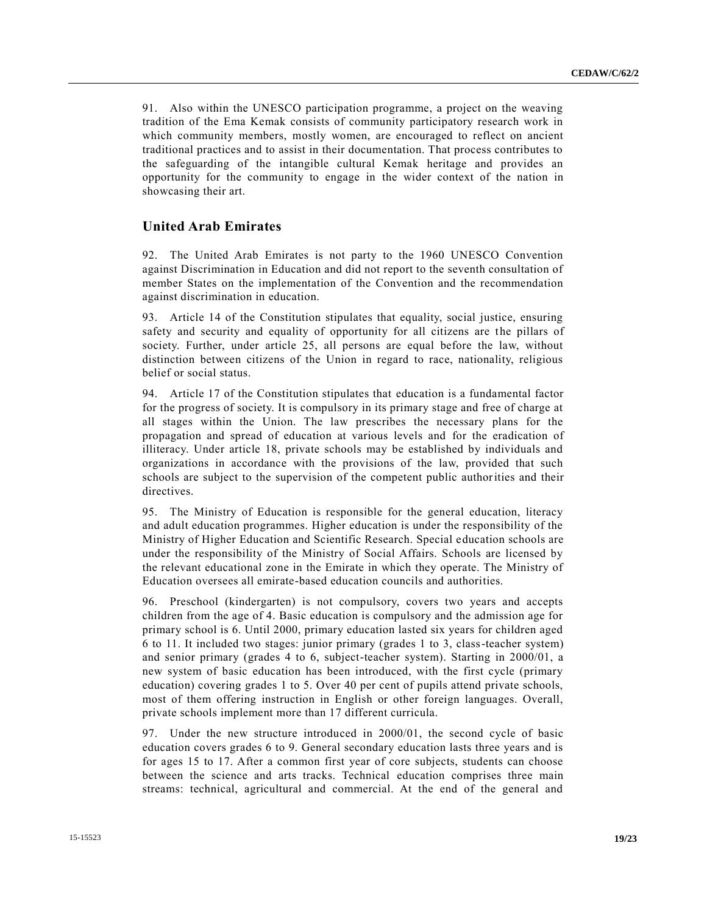91. Also within the UNESCO participation programme, a project on the weaving tradition of the Ema Kemak consists of community participatory research work in which community members, mostly women, are encouraged to reflect on ancient traditional practices and to assist in their documentation. That process contributes to the safeguarding of the intangible cultural Kemak heritage and provides an opportunity for the community to engage in the wider context of the nation in showcasing their art.

## United Arab Emirates

92. The United Arab Emirates is not party to the 1960 UNESCO Convention against Discrimination in Education and did not report to the seventh consultation of member States on the implementation of the Convention and the recommendation against discrimination in education.

93. Article 14 of the Constitution stipulates that equality, social justice, ensuring safety and security and equality of opportunity for all citizens are the pillars of society. Further, under article 25, all persons are equal before the law, without distinction between citizens of the Union in regard to race, nationality, religious belief or social status.

94. Article 17 of the Constitution stipulates that education is a fundamental factor for the progress of society. It is compulsory in its primary stage and free of charge at all stages within the Union. The law prescribes the necessary plans for the propagation and spread of education at various levels and for the eradication of illiteracy. Under article 18, private schools may be established by individuals and organizations in accordance with the provisions of the law, provided that such schools are subject to the supervision of the competent public authorities and their directives.

95. The Ministry of Education is responsible for the general education, literacy and adult education programmes. Higher education is under the responsibility of the Ministry of Higher Education and Scientific Research. Special education schools are under the responsibility of the Ministry of Social Affairs. Schools are licensed by the relevant educational zone in the Emirate in which they operate. The Ministry of Education oversees all emirate-based education councils and authorities.

96. Preschool (kindergarten) is not compulsory, covers two years and accepts children from the age of 4. Basic education is compulsory and the admission age for primary school is 6. Until 2000, primary education lasted six years for children aged 6 to 11. It included two stages: junior primary (grades 1 to 3, class-teacher system) and senior primary (grades 4 to 6, subject-teacher system). Starting in 2000/01, a new system of basic education has been introduced, with the first cycle (primary education) covering grades 1 to 5. Over 40 per cent of pupils attend private schools, most of them offering instruction in English or other foreign languages. Overall, private schools implement more than 17 different curricula.

97. Under the new structure introduced in 2000/01, the second cycle of basic education covers grades 6 to 9. General secondary education lasts three years and is for ages 15 to 17. After a common first year of core subjects, students can choose between the science and arts tracks. Technical education comprises three main streams: technical, agricultural and commercial. At the end of the general and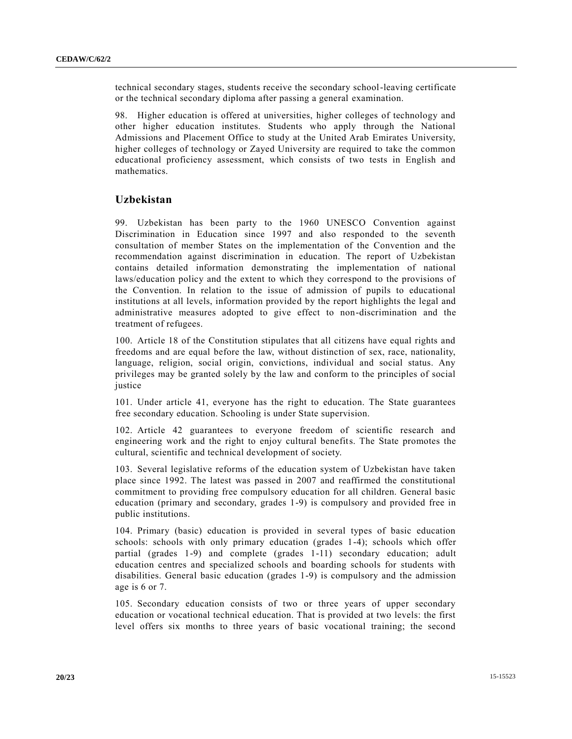technical secondary stages, students receive the secondary school-leaving certificate or the technical secondary diploma after passing a general examination.

98. Higher education is offered at universities, higher colleges of technology and other higher education institutes. Students who apply through the National Admissions and Placement Office to study at the United Arab Emirates University, higher colleges of technology or Zayed University are required to take the common educational proficiency assessment, which consists of two tests in English and mathematics.

## Uzbekistan

99. Uzbekistan has been party to the 1960 UNESCO Convention against Discrimination in Education since 1997 and also responded to the seventh consultation of member States on the implementation of the Convention and the recommendation against discrimination in education. The report of Uzbekistan contains detailed information demonstrating the implementation of national laws/education policy and the extent to which they correspond to the provisions of the Convention. In relation to the issue of admission of pupils to educational institutions at all levels, information provided by the report highlights the legal and administrative measures adopted to give effect to non-discrimination and the treatment of refugees.

100. Article 18 of the Constitution stipulates that all citizens have equal rights and freedoms and are equal before the law, without distinction of sex, race, nationality, language, religion, social origin, convictions, individual and social status. Any privileges may be granted solely by the law and conform to the principles of social justice

101. Under article 41, everyone has the right to education. The State guarantees free secondary education. Schooling is under State supervision.

102. Article 42 guarantees to everyone freedom of scientific research and engineering work and the right to enjoy cultural benefits. The State promotes the cultural, scientific and technical development of society.

103. Several legislative reforms of the education system of Uzbekistan have taken place since 1992. The latest was passed in 2007 and reaffirmed the constitutional commitment to providing free compulsory education for all children. General basic education (primary and secondary, grades 1-9) is compulsory and provided free in public institutions.

104. Primary (basic) education is provided in several types of basic education schools: schools with only primary education (grades 1-4); schools which offer partial (grades 1-9) and complete (grades 1-11) secondary education; adult education centres and specialized schools and boarding schools for students with disabilities. General basic education (grades 1-9) is compulsory and the admission age is 6 or 7.

105. Secondary education consists of two or three years of upper secondary education or vocational technical education. That is provided at two levels: the first level offers six months to three years of basic vocational training; the second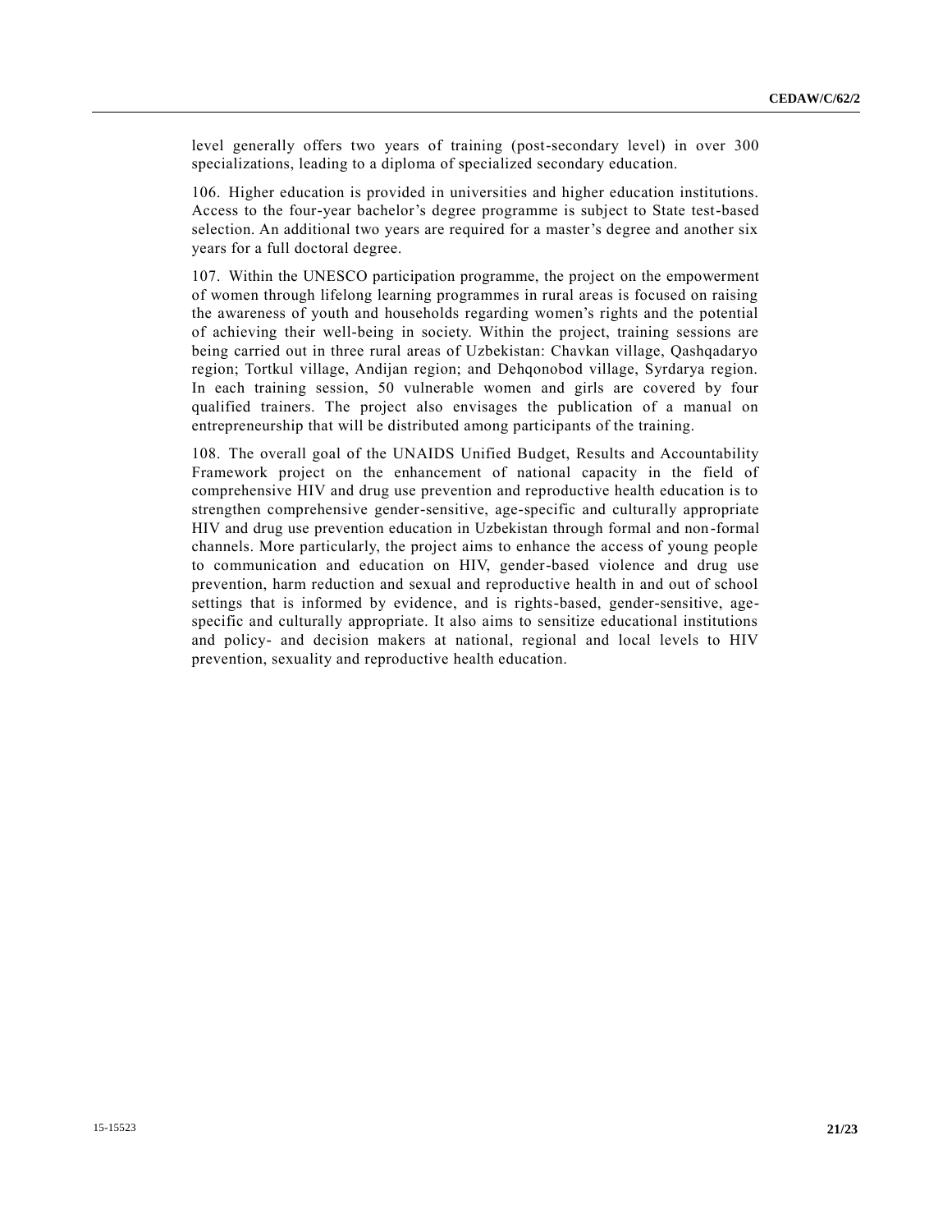level generally offers two years of training (post-secondary level) in over 300 specializations, leading to a diploma of specialized secondary education.

106. Higher education is provided in universities and higher education institutions. Access to the four-year bachelor's degree programme is subject to State test-based selection. An additional two years are required for a master's degree and another six years for a full doctoral degree.

107. Within the UNESCO participation programme, the project on the empowerment of women through lifelong learning programmes in rural areas is focused on raising the awareness of youth and households regarding women's rights and the potential of achieving their well-being in society. Within the project, training sessions are being carried out in three rural areas of Uzbekistan: Chavkan village, Qashqadaryo region; Tortkul village, Andijan region; and Dehqonobod village, Syrdarya region. In each training session, 50 vulnerable women and girls are covered by four qualified trainers. The project also envisages the publication of a manual on entrepreneurship that will be distributed among participants of the training.

108. The overall goal of the UNAIDS Unified Budget, Results and Accountability Framework project on the enhancement of national capacity in the field of comprehensive HIV and drug use prevention and reproductive health education is to strengthen comprehensive gender-sensitive, age-specific and culturally appropriate HIV and drug use prevention education in Uzbekistan through formal and non-formal channels. More particularly, the project aims to enhance the access of young people to communication and education on HIV, gender-based violence and drug use prevention, harm reduction and sexual and reproductive health in and out of school settings that is informed by evidence, and is rights-based, gender-sensitive, age-specific and culturally appropriate. It also aims to sensitize educational institutions and policy- and decision makers at national, regional and local levels to HIV prevention, sexuality and reproductive health education.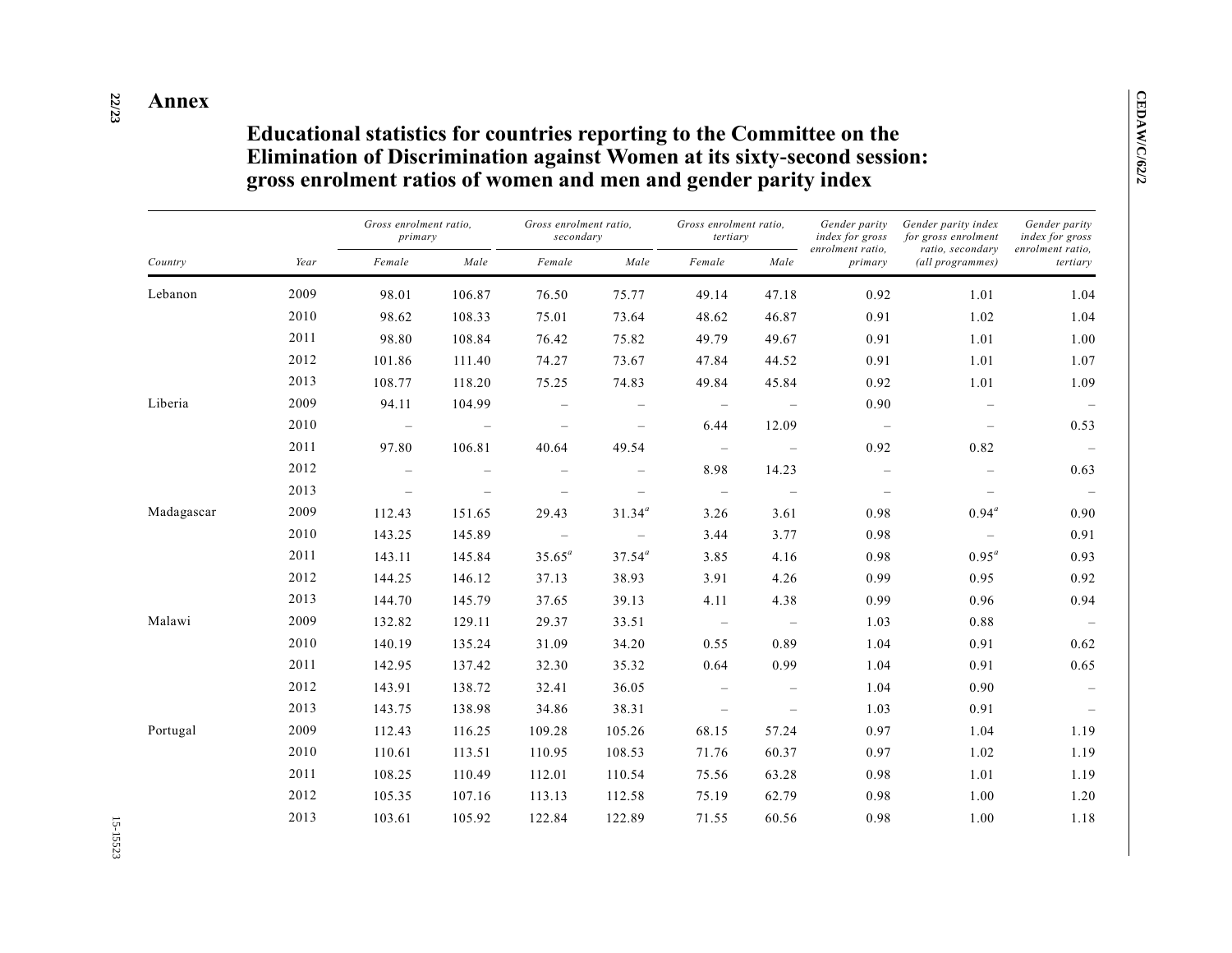# Annex

## Educational statistics for countries reporting to the Committee on the Elimination of Discrimination against Women at its sixty-second session: gross enrolment ratios of women and men and gender parity index

| Country | Year | *Gross enrolment ratio, primary* | | *Gross enrolment ratio, secondary* | | *Gross enrolment ratio, tertiary* | | *Gender parity index for gross enrolment ratio, primary* | *Gender parity index for gross enrolment ratio, secondary (all programmes)* | *Gender parity index for gross enrolment ratio, tertiary* |
|---|---|---|---|---|---|---|---|---|---|---|
| | | *Female* | *Male* | *Female* | *Male* | *Female* | *Male* | | | |
| Lebanon | 2009 | 98.01 | 106.87 | 76.50 | 75.77 | 49.14 | 47.18 | 0.92 | 1.01 | 1.04 |
| | 2010 | 98.62 | 108.33 | 75.01 | 73.64 | 48.62 | 46.87 | 0.91 | 1.02 | 1.04 |
| | 2011 | 98.80 | 108.84 | 76.42 | 75.82 | 49.79 | 49.67 | 0.91 | 1.01 | 1.00 |
| | 2012 | 101.86 | 111.40 | 74.27 | 73.67 | 47.84 | 44.52 | 0.91 | 1.01 | 1.07 |
| | 2013 | 108.77 | 118.20 | 75.25 | 74.83 | 49.84 | 45.84 | 0.92 | 1.01 | 1.09 |
| Liberia | 2009 | 94.11 | 104.99 | – | – | – | – | 0.90 | – | – |
| | 2010 | – | – | – | – | 6.44 | 12.09 | – | – | 0.53 |
| | 2011 | 97.80 | 106.81 | 40.64 | 49.54 | – | – | 0.92 | 0.82 | – |
| | 2012 | – | – | – | – | 8.98 | 14.23 | – | – | 0.63 |
| | 2013 | – | – | – | – | – | – | – | – | – |
| Madagascar | 2009 | 112.43 | 151.65 | 29.43 | 31.34[a] | 3.26 | 3.61 | 0.98 | 0.94[a] | 0.90 |
| | 2010 | 143.25 | 145.89 | – | – | 3.44 | 3.77 | 0.98 | – | 0.91 |
| | 2011 | 143.11 | 145.84 | 35.65[a] | 37.54[a] | 3.85 | 4.16 | 0.98 | 0.95[a] | 0.93 |
| | 2012 | 144.25 | 146.12 | 37.13 | 38.93 | 3.91 | 4.26 | 0.99 | 0.95 | 0.92 |
| | 2013 | 144.70 | 145.79 | 37.65 | 39.13 | 4.11 | 4.38 | 0.99 | 0.96 | 0.94 |
| Malawi | 2009 | 132.82 | 129.11 | 29.37 | 33.51 | – | – | 1.03 | 0.88 | – |
| | 2010 | 140.19 | 135.24 | 31.09 | 34.20 | 0.55 | 0.89 | 1.04 | 0.91 | 0.62 |
| | 2011 | 142.95 | 137.42 | 32.30 | 35.32 | 0.64 | 0.99 | 1.04 | 0.91 | 0.65 |
| | 2012 | 143.91 | 138.72 | 32.41 | 36.05 | – | – | 1.04 | 0.90 | – |
| | 2013 | 143.75 | 138.98 | 34.86 | 38.31 | – | – | 1.03 | 0.91 | – |
| Portugal | 2009 | 112.43 | 116.25 | 109.28 | 105.26 | 68.15 | 57.24 | 0.97 | 1.04 | 1.19 |
| | 2010 | 110.61 | 113.51 | 110.95 | 108.53 | 71.76 | 60.37 | 0.97 | 1.02 | 1.19 |
| | 2011 | 108.25 | 110.49 | 112.01 | 110.54 | 75.56 | 63.28 | 0.98 | 1.01 | 1.19 |
| | 2012 | 105.35 | 107.16 | 113.13 | 112.58 | 75.19 | 62.79 | 0.98 | 1.00 | 1.20 |
| | 2013 | 103.61 | 105.92 | 122.84 | 122.89 | 71.55 | 60.56 | 0.98 | 1.00 | 1.18 |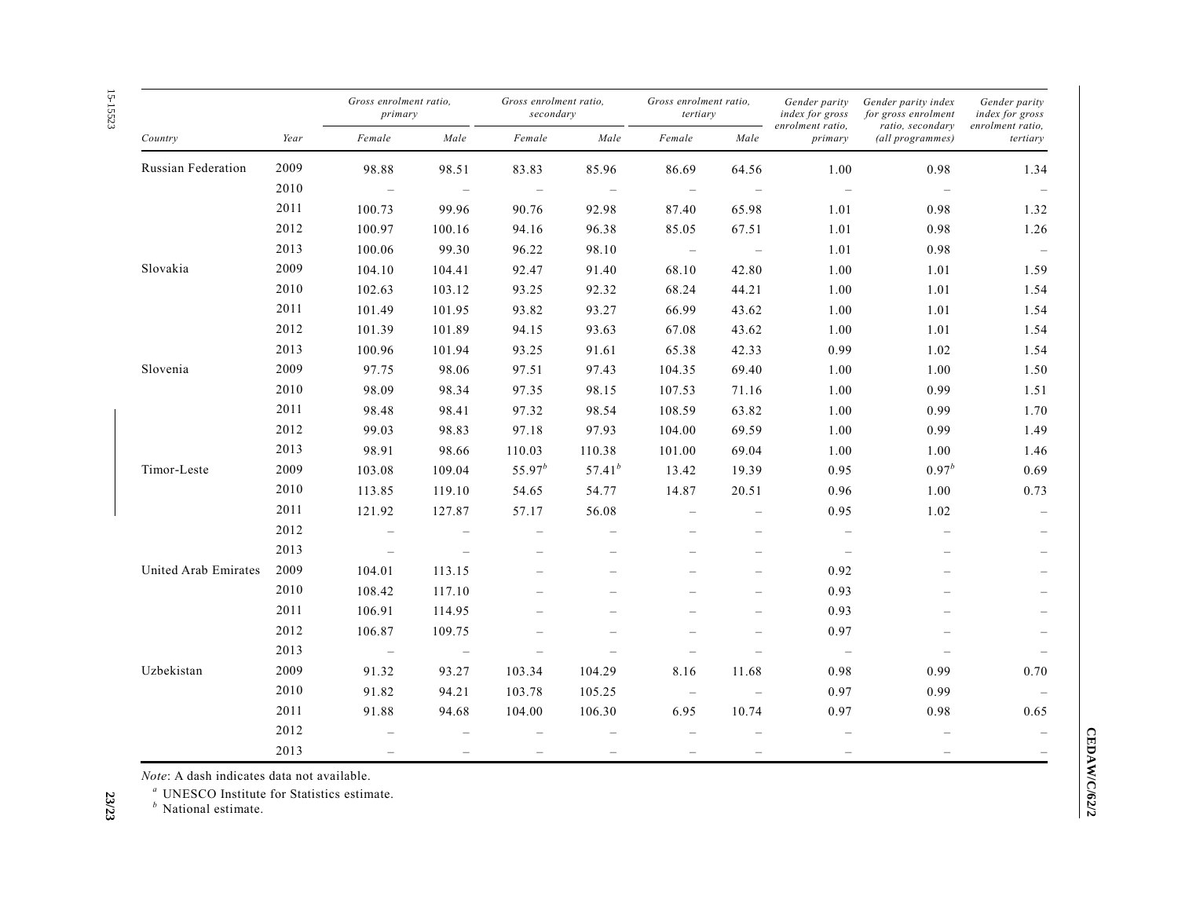| Country | Year | Gross enrolment ratio, primary | | Gross enrolment ratio, secondary | | Gross enrolment ratio, tertiary | | Gender parity index for gross enrolment ratio, primary | Gender parity index for gross enrolment ratio, secondary (all programmes) | Gender parity index for gross enrolment ratio, tertiary |
|---|---|---|---|---|---|---|---|---|---|---|
| | | Female | Male | Female | Male | Female | Male | | | |
| Russian Federation | 2009 | 98.88 | 98.51 | 83.83 | 85.96 | 86.69 | 64.56 | 1.00 | 0.98 | 1.34 |
| | 2010 | – | – | – | – | – | – | – | – | – |
| | 2011 | 100.73 | 99.96 | 90.76 | 92.98 | 87.40 | 65.98 | 1.01 | 0.98 | 1.32 |
| | 2012 | 100.97 | 100.16 | 94.16 | 96.38 | 85.05 | 67.51 | 1.01 | 0.98 | 1.26 |
| | 2013 | 100.06 | 99.30 | 96.22 | 98.10 | – | – | 1.01 | 0.98 | – |
| Slovakia | 2009 | 104.10 | 104.41 | 92.47 | 91.40 | 68.10 | 42.80 | 1.00 | 1.01 | 1.59 |
| | 2010 | 102.63 | 103.12 | 93.25 | 92.32 | 68.24 | 44.21 | 1.00 | 1.01 | 1.54 |
| | 2011 | 101.49 | 101.95 | 93.82 | 93.27 | 66.99 | 43.62 | 1.00 | 1.01 | 1.54 |
| | 2012 | 101.39 | 101.89 | 94.15 | 93.63 | 67.08 | 43.62 | 1.00 | 1.01 | 1.54 |
| | 2013 | 100.96 | 101.94 | 93.25 | 91.61 | 65.38 | 42.33 | 0.99 | 1.02 | 1.54 |
| Slovenia | 2009 | 97.75 | 98.06 | 97.51 | 97.43 | 104.35 | 69.40 | 1.00 | 1.00 | 1.50 |
| | 2010 | 98.09 | 98.34 | 97.35 | 98.15 | 107.53 | 71.16 | 1.00 | 0.99 | 1.51 |
| | 2011 | 98.48 | 98.41 | 97.32 | 98.54 | 108.59 | 63.82 | 1.00 | 0.99 | 1.70 |
| | 2012 | 99.03 | 98.83 | 97.18 | 97.93 | 104.00 | 69.59 | 1.00 | 0.99 | 1.49 |
| | 2013 | 98.91 | 98.66 | 110.03 | 110.38 | 101.00 | 69.04 | 1.00 | 1.00 | 1.46 |
| Timor-Leste | 2009 | 103.08 | 109.04 | 55.97[b] | 57.41[b] | 13.42 | 19.39 | 0.95 | 0.97[b] | 0.69 |
| | 2010 | 113.85 | 119.10 | 54.65 | 54.77 | 14.87 | 20.51 | 0.96 | 1.00 | 0.73 |
| | 2011 | 121.92 | 127.87 | 57.17 | 56.08 | – | – | 0.95 | 1.02 | – |
| | 2012 | – | – | – | – | – | – | – | – | – |
| | 2013 | – | – | – | – | – | – | – | – | – |
| United Arab Emirates | 2009 | 104.01 | 113.15 | – | – | – | – | 0.92 | – | – |
| | 2010 | 108.42 | 117.10 | – | – | – | – | 0.93 | – | – |
| | 2011 | 106.91 | 114.95 | – | – | – | – | 0.93 | – | – |
| | 2012 | 106.87 | 109.75 | – | – | – | – | 0.97 | – | – |
| | 2013 | – | – | – | – | – | – | – | – | – |
| Uzbekistan | 2009 | 91.32 | 93.27 | 103.34 | 104.29 | 8.16 | 11.68 | 0.98 | 0.99 | 0.70 |
| | 2010 | 91.82 | 94.21 | 103.78 | 105.25 | – | – | 0.97 | 0.99 | – |
| | 2011 | 91.88 | 94.68 | 104.00 | 106.30 | 6.95 | 10.74 | 0.97 | 0.98 | 0.65 |
| | 2012 | – | – | – | – | – | – | – | – | – |
| | 2013 | – | – | – | – | – | – | – | – | – |

*Note*: A dash indicates data not available.

[a] UNESCO Institute for Statistics estimate.

[b] National estimate.